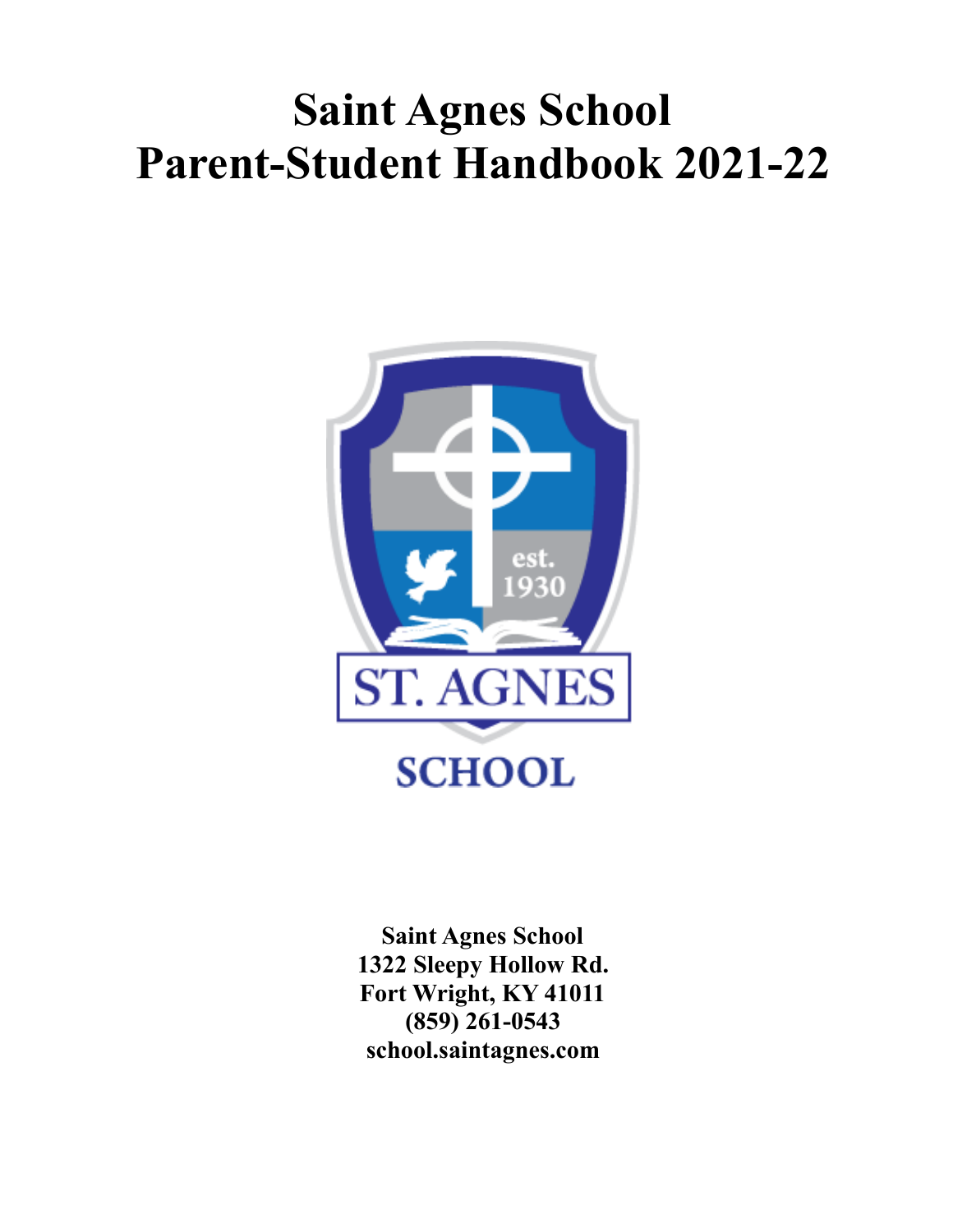# Saint Agnes School
# Parent-Student Handbook 2021-22

**Saint Agnes School**
**1322 Sleepy Hollow Rd.**
**Fort Wright, KY 41011**
**(859) 261-0543**
**school.saintagnes.com**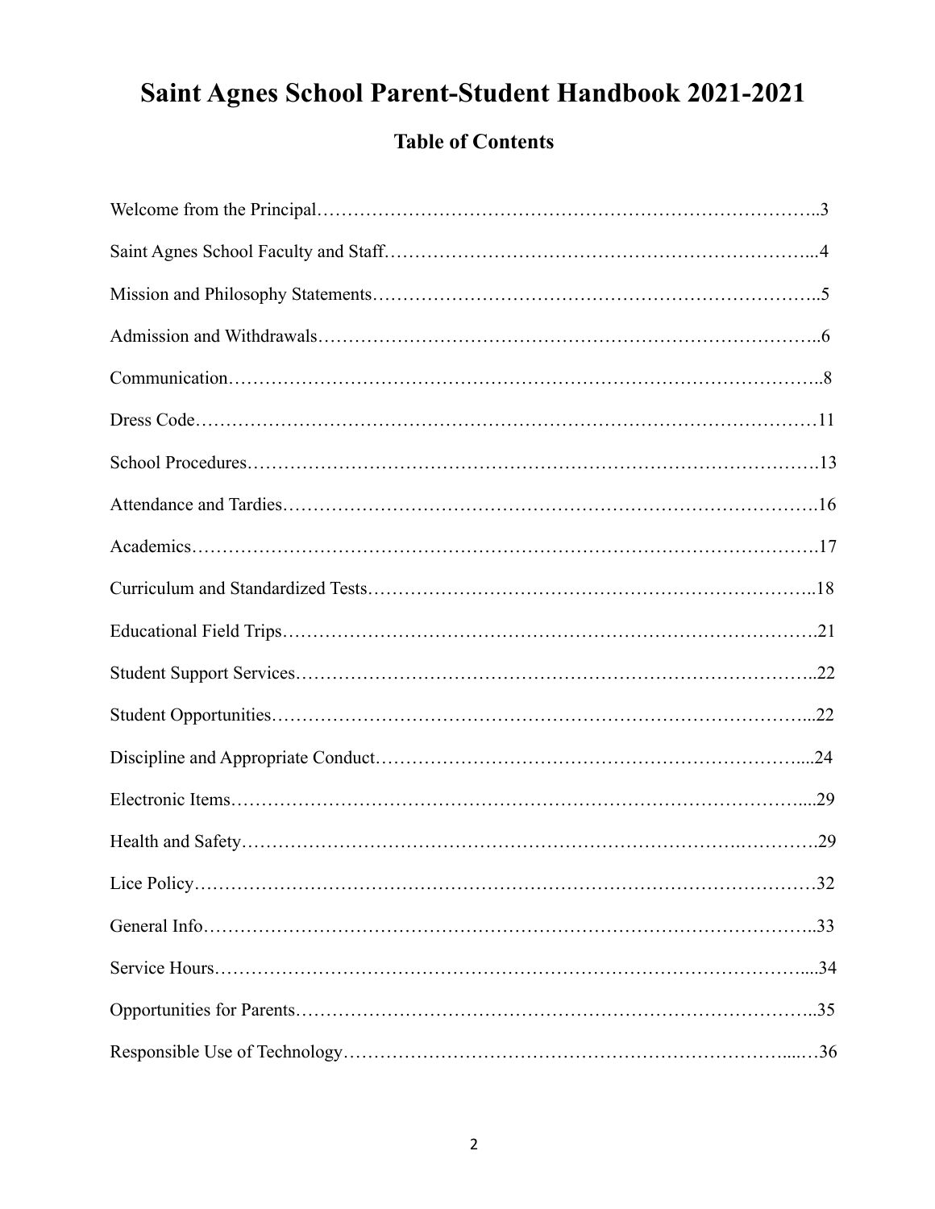# Saint Agnes School Parent-Student Handbook 2021-2021

## Table of Contents

Welcome from the Principal……………………………………………………………………..3

Saint Agnes School Faculty and Staff…………………………………………………………...4

Mission and Philosophy Statements……………………………………………………………..5

Admission and Withdrawals……………………………………………………………………..6

Communication…………………………………………………………………………………..8

Dress Code………………………………………………………………………………………11

School Procedures……………………………………………………………………………….13

Attendance and Tardies………………………………………………………………………….16

Academics……………………………………………………………………………………….17

Curriculum and Standardized Tests……………………………………………………………..18

Educational Field Trips………………………………………………………………………….21

Student Support Services………………………………………………………………………..22

Student Opportunities…………………………………………………………………………...22

Discipline and Appropriate Conduct…………………………………………………………....24

Electronic Items………………………………………………………………………………....29

Health and Safety……………………………………………………………………………….29

Lice Policy………………………………………………………………………………………32

General Info……………………………………………………………………………………..33

Service Hours…………………………………………………………………………………....34

Opportunities for Parents………………………………………………………………………..35

Responsible Use of Technology……………………………………………………………...…36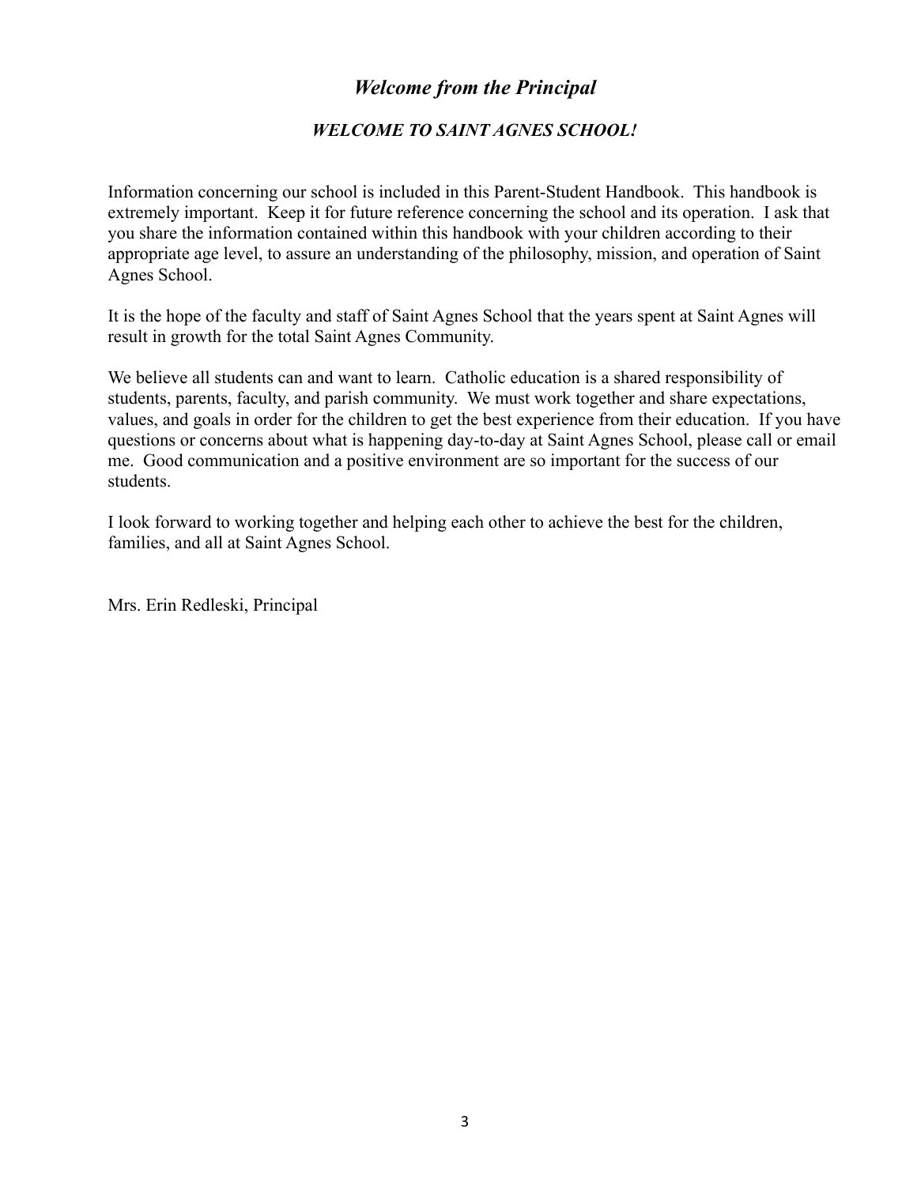## *Welcome from the Principal*

### *WELCOME TO SAINT AGNES SCHOOL!*

Information concerning our school is included in this Parent-Student Handbook. This handbook is extremely important. Keep it for future reference concerning the school and its operation. I ask that you share the information contained within this handbook with your children according to their appropriate age level, to assure an understanding of the philosophy, mission, and operation of Saint Agnes School.

It is the hope of the faculty and staff of Saint Agnes School that the years spent at Saint Agnes will result in growth for the total Saint Agnes Community.

We believe all students can and want to learn. Catholic education is a shared responsibility of students, parents, faculty, and parish community. We must work together and share expectations, values, and goals in order for the children to get the best experience from their education. If you have questions or concerns about what is happening day-to-day at Saint Agnes School, please call or email me. Good communication and a positive environment are so important for the success of our students.

I look forward to working together and helping each other to achieve the best for the children, families, and all at Saint Agnes School.

Mrs. Erin Redleski, Principal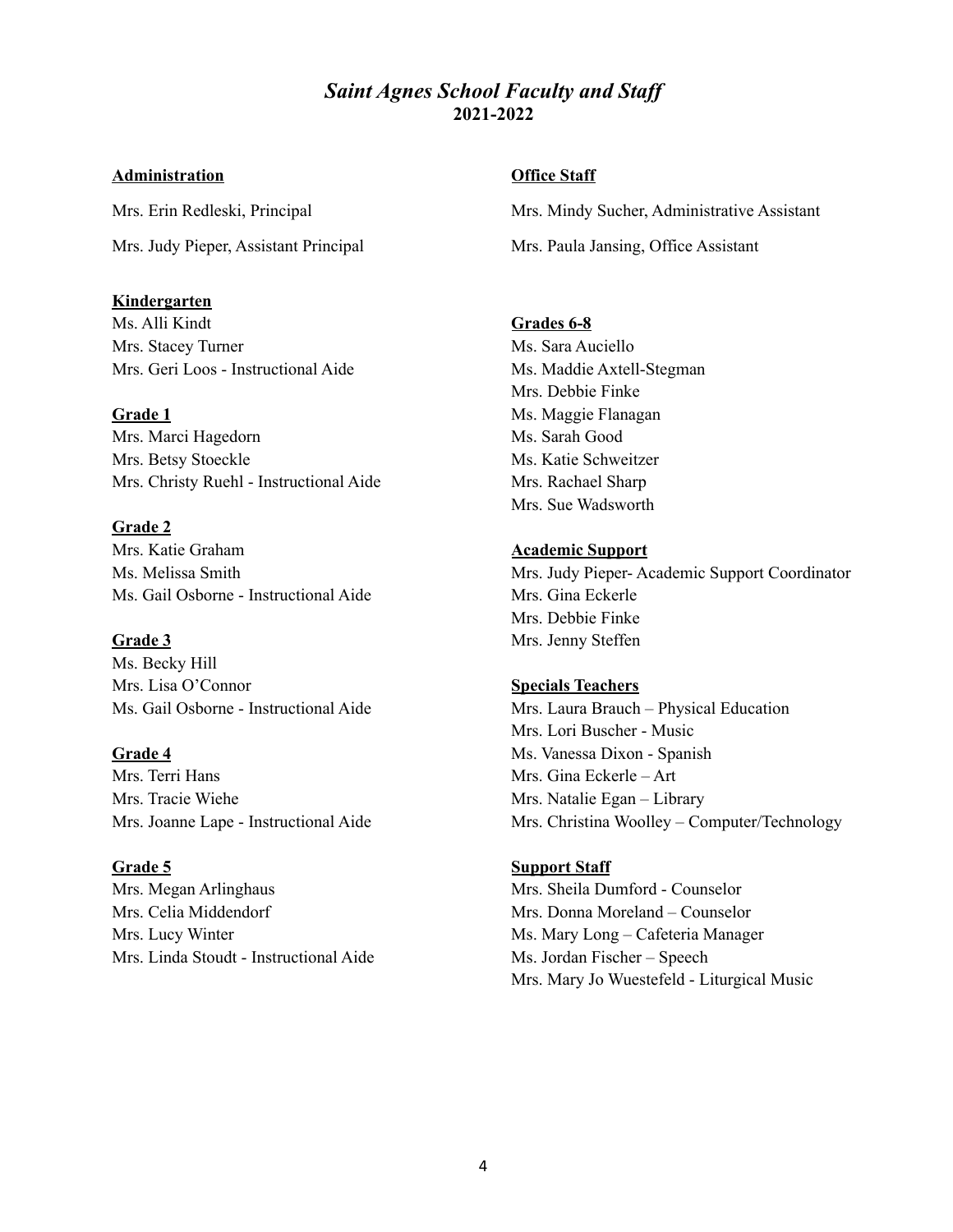# *Saint Agnes School Faculty and Staff*
## **2021-2022**

### Administration

Mrs. Erin Redleski, Principal

Mrs. Judy Pieper, Assistant Principal

### Kindergarten

Ms. Alli Kindt
Mrs. Stacey Turner
Mrs. Geri Loos - Instructional Aide

### Grade 1

Mrs. Marci Hagedorn
Mrs. Betsy Stoeckle
Mrs. Christy Ruehl - Instructional Aide

### Grade 2

Mrs. Katie Graham
Ms. Melissa Smith
Ms. Gail Osborne - Instructional Aide

### Grade 3

Ms. Becky Hill
Mrs. Lisa O'Connor
Ms. Gail Osborne - Instructional Aide

### Grade 4

Mrs. Terri Hans
Mrs. Tracie Wiehe
Mrs. Joanne Lape - Instructional Aide

### Grade 5

Mrs. Megan Arlinghaus
Mrs. Celia Middendorf
Mrs. Lucy Winter
Mrs. Linda Stoudt - Instructional Aide

### Office Staff

Mrs. Mindy Sucher, Administrative Assistant

Mrs. Paula Jansing, Office Assistant

### Grades 6-8

Ms. Sara Auciello
Ms. Maddie Axtell-Stegman
Mrs. Debbie Finke
Ms. Maggie Flanagan
Ms. Sarah Good
Ms. Katie Schweitzer
Mrs. Rachael Sharp
Mrs. Sue Wadsworth

### Academic Support

Mrs. Judy Pieper- Academic Support Coordinator
Mrs. Gina Eckerle
Mrs. Debbie Finke
Mrs. Jenny Steffen

### Specials Teachers

Mrs. Laura Brauch – Physical Education
Mrs. Lori Buscher - Music
Ms. Vanessa Dixon - Spanish
Mrs. Gina Eckerle – Art
Mrs. Natalie Egan – Library
Mrs. Christina Woolley – Computer/Technology

### Support Staff

Mrs. Sheila Dumford - Counselor
Mrs. Donna Moreland – Counselor
Ms. Mary Long – Cafeteria Manager
Ms. Jordan Fischer – Speech
Mrs. Mary Jo Wuestefeld - Liturgical Music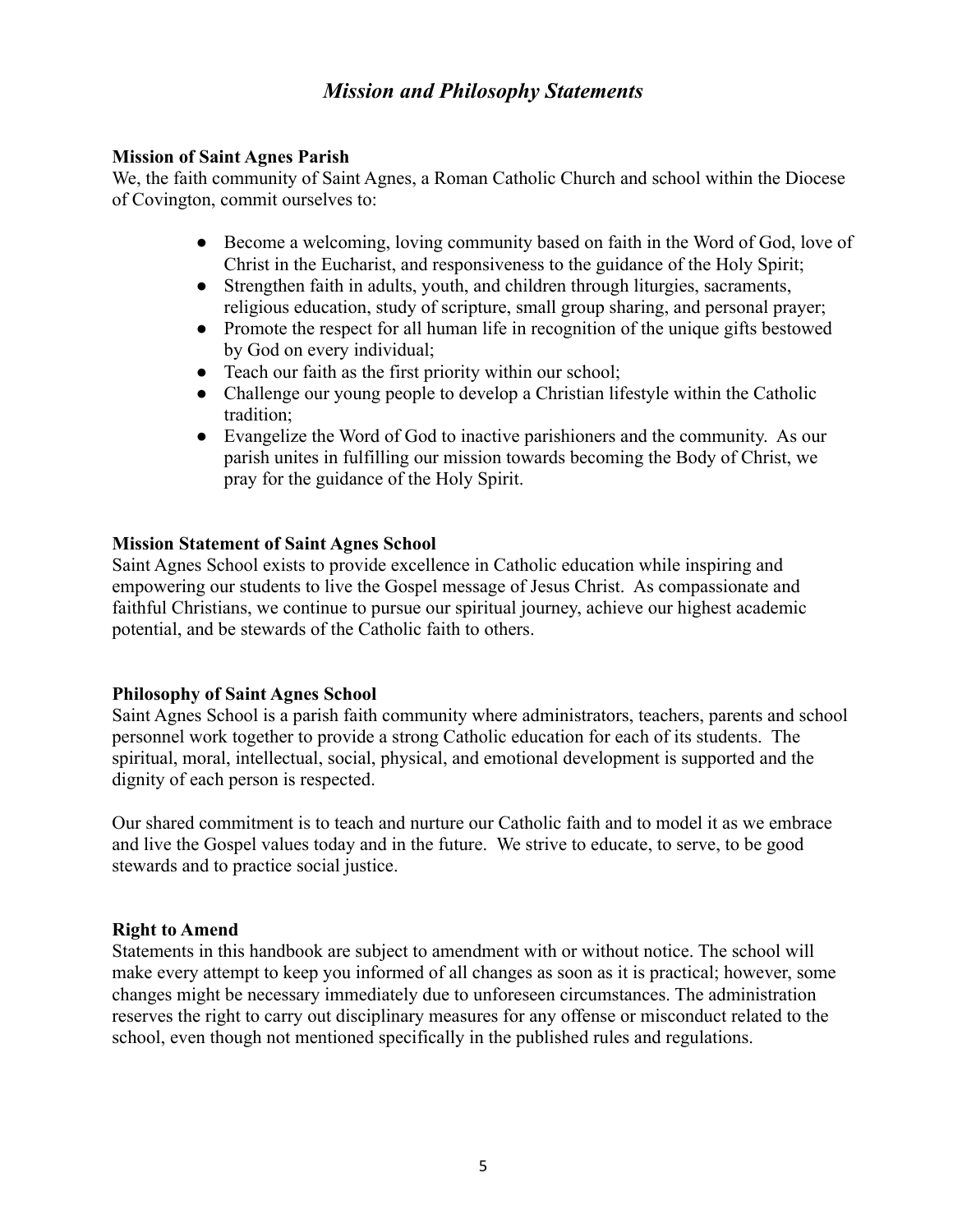# *Mission and Philosophy Statements*

**Mission of Saint Agnes Parish**

We, the faith community of Saint Agnes, a Roman Catholic Church and school within the Diocese of Covington, commit ourselves to:

- Become a welcoming, loving community based on faith in the Word of God, love of Christ in the Eucharist, and responsiveness to the guidance of the Holy Spirit;
- Strengthen faith in adults, youth, and children through liturgies, sacraments, religious education, study of scripture, small group sharing, and personal prayer;
- Promote the respect for all human life in recognition of the unique gifts bestowed by God on every individual;
- Teach our faith as the first priority within our school;
- Challenge our young people to develop a Christian lifestyle within the Catholic tradition;
- Evangelize the Word of God to inactive parishioners and the community. As our parish unites in fulfilling our mission towards becoming the Body of Christ, we pray for the guidance of the Holy Spirit.

**Mission Statement of Saint Agnes School**

Saint Agnes School exists to provide excellence in Catholic education while inspiring and empowering our students to live the Gospel message of Jesus Christ. As compassionate and faithful Christians, we continue to pursue our spiritual journey, achieve our highest academic potential, and be stewards of the Catholic faith to others.

**Philosophy of Saint Agnes School**

Saint Agnes School is a parish faith community where administrators, teachers, parents and school personnel work together to provide a strong Catholic education for each of its students. The spiritual, moral, intellectual, social, physical, and emotional development is supported and the dignity of each person is respected.

Our shared commitment is to teach and nurture our Catholic faith and to model it as we embrace and live the Gospel values today and in the future. We strive to educate, to serve, to be good stewards and to practice social justice.

**Right to Amend**

Statements in this handbook are subject to amendment with or without notice. The school will make every attempt to keep you informed of all changes as soon as it is practical; however, some changes might be necessary immediately due to unforeseen circumstances. The administration reserves the right to carry out disciplinary measures for any offense or misconduct related to the school, even though not mentioned specifically in the published rules and regulations.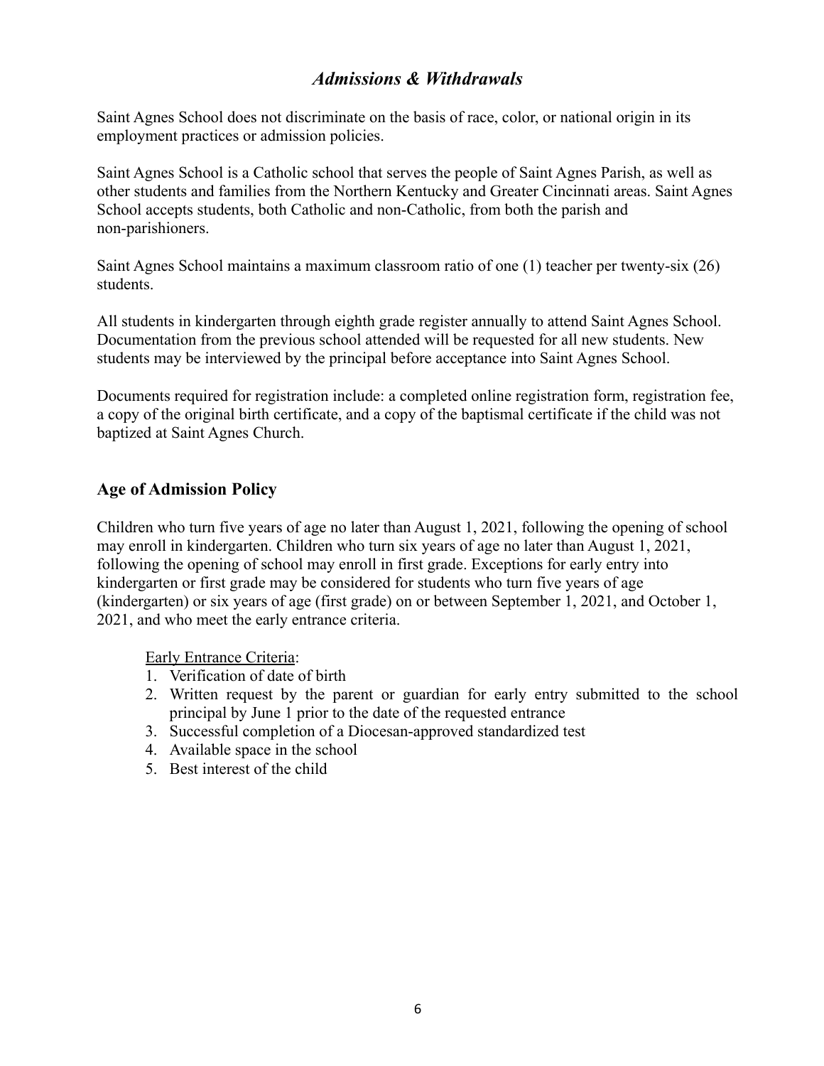## *Admissions & Withdrawals*

Saint Agnes School does not discriminate on the basis of race, color, or national origin in its employment practices or admission policies.

Saint Agnes School is a Catholic school that serves the people of Saint Agnes Parish, as well as other students and families from the Northern Kentucky and Greater Cincinnati areas. Saint Agnes School accepts students, both Catholic and non-Catholic, from both the parish and non-parishioners.

Saint Agnes School maintains a maximum classroom ratio of one (1) teacher per twenty-six (26) students.

All students in kindergarten through eighth grade register annually to attend Saint Agnes School. Documentation from the previous school attended will be requested for all new students. New students may be interviewed by the principal before acceptance into Saint Agnes School.

Documents required for registration include: a completed online registration form, registration fee, a copy of the original birth certificate, and a copy of the baptismal certificate if the child was not baptized at Saint Agnes Church.

### Age of Admission Policy

Children who turn five years of age no later than August 1, 2021, following the opening of school may enroll in kindergarten. Children who turn six years of age no later than August 1, 2021, following the opening of school may enroll in first grade. Exceptions for early entry into kindergarten or first grade may be considered for students who turn five years of age (kindergarten) or six years of age (first grade) on or between September 1, 2021, and October 1, 2021, and who meet the early entrance criteria.

Early Entrance Criteria:

1. Verification of date of birth
2. Written request by the parent or guardian for early entry submitted to the school principal by June 1 prior to the date of the requested entrance
3. Successful completion of a Diocesan-approved standardized test
4. Available space in the school
5. Best interest of the child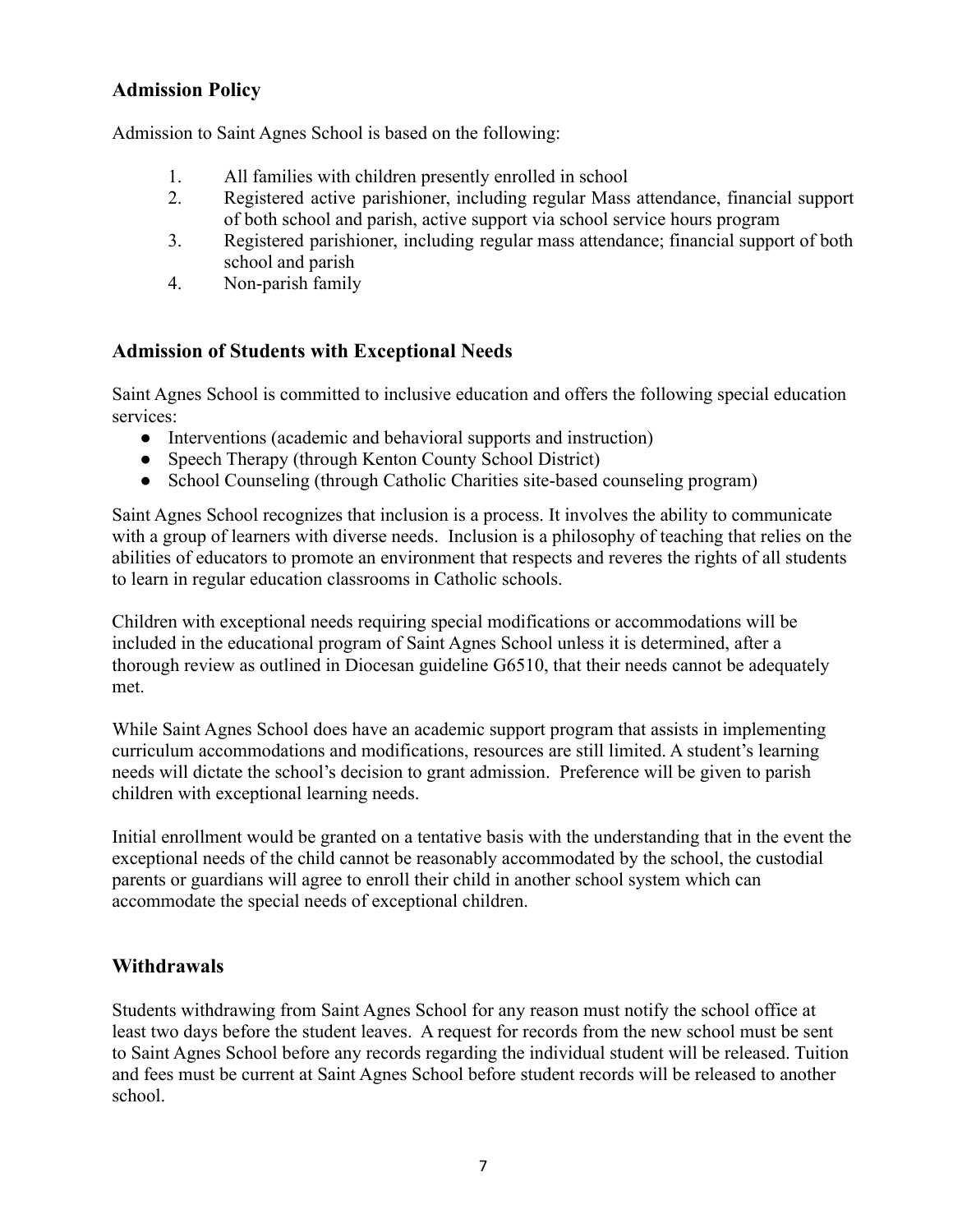## Admission Policy

Admission to Saint Agnes School is based on the following:

1. All families with children presently enrolled in school
2. Registered active parishioner, including regular Mass attendance, financial support of both school and parish, active support via school service hours program
3. Registered parishioner, including regular mass attendance; financial support of both school and parish
4. Non-parish family

## Admission of Students with Exceptional Needs

Saint Agnes School is committed to inclusive education and offers the following special education services:

- Interventions (academic and behavioral supports and instruction)
- Speech Therapy (through Kenton County School District)
- School Counseling (through Catholic Charities site-based counseling program)

Saint Agnes School recognizes that inclusion is a process. It involves the ability to communicate with a group of learners with diverse needs. Inclusion is a philosophy of teaching that relies on the abilities of educators to promote an environment that respects and reveres the rights of all students to learn in regular education classrooms in Catholic schools.

Children with exceptional needs requiring special modifications or accommodations will be included in the educational program of Saint Agnes School unless it is determined, after a thorough review as outlined in Diocesan guideline G6510, that their needs cannot be adequately met.

While Saint Agnes School does have an academic support program that assists in implementing curriculum accommodations and modifications, resources are still limited. A student's learning needs will dictate the school's decision to grant admission. Preference will be given to parish children with exceptional learning needs.

Initial enrollment would be granted on a tentative basis with the understanding that in the event the exceptional needs of the child cannot be reasonably accommodated by the school, the custodial parents or guardians will agree to enroll their child in another school system which can accommodate the special needs of exceptional children.

## Withdrawals

Students withdrawing from Saint Agnes School for any reason must notify the school office at least two days before the student leaves. A request for records from the new school must be sent to Saint Agnes School before any records regarding the individual student will be released. Tuition and fees must be current at Saint Agnes School before student records will be released to another school.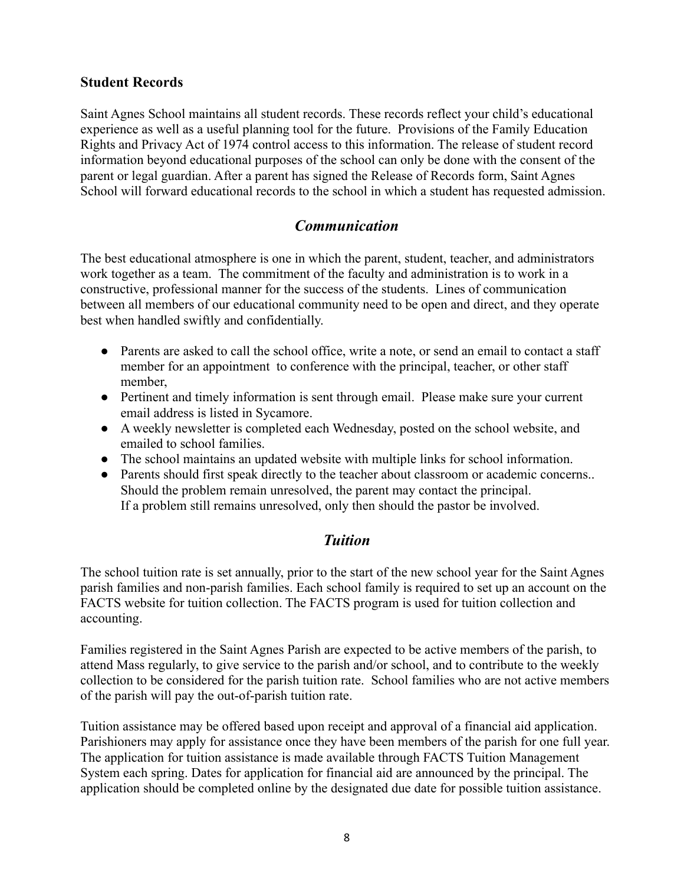**Student Records**

Saint Agnes School maintains all student records. These records reflect your child's educational experience as well as a useful planning tool for the future. Provisions of the Family Education Rights and Privacy Act of 1974 control access to this information. The release of student record information beyond educational purposes of the school can only be done with the consent of the parent or legal guardian. After a parent has signed the Release of Records form, Saint Agnes School will forward educational records to the school in which a student has requested admission.

## *Communication*

The best educational atmosphere is one in which the parent, student, teacher, and administrators work together as a team. The commitment of the faculty and administration is to work in a constructive, professional manner for the success of the students. Lines of communication between all members of our educational community need to be open and direct, and they operate best when handled swiftly and confidentially.

- Parents are asked to call the school office, write a note, or send an email to contact a staff member for an appointment to conference with the principal, teacher, or other staff member,
- Pertinent and timely information is sent through email. Please make sure your current email address is listed in Sycamore.
- A weekly newsletter is completed each Wednesday, posted on the school website, and emailed to school families.
- The school maintains an updated website with multiple links for school information.
- Parents should first speak directly to the teacher about classroom or academic concerns.. Should the problem remain unresolved, the parent may contact the principal. If a problem still remains unresolved, only then should the pastor be involved.

## *Tuition*

The school tuition rate is set annually, prior to the start of the new school year for the Saint Agnes parish families and non-parish families. Each school family is required to set up an account on the FACTS website for tuition collection. The FACTS program is used for tuition collection and accounting.

Families registered in the Saint Agnes Parish are expected to be active members of the parish, to attend Mass regularly, to give service to the parish and/or school, and to contribute to the weekly collection to be considered for the parish tuition rate. School families who are not active members of the parish will pay the out-of-parish tuition rate.

Tuition assistance may be offered based upon receipt and approval of a financial aid application. Parishioners may apply for assistance once they have been members of the parish for one full year. The application for tuition assistance is made available through FACTS Tuition Management System each spring. Dates for application for financial aid are announced by the principal. The application should be completed online by the designated due date for possible tuition assistance.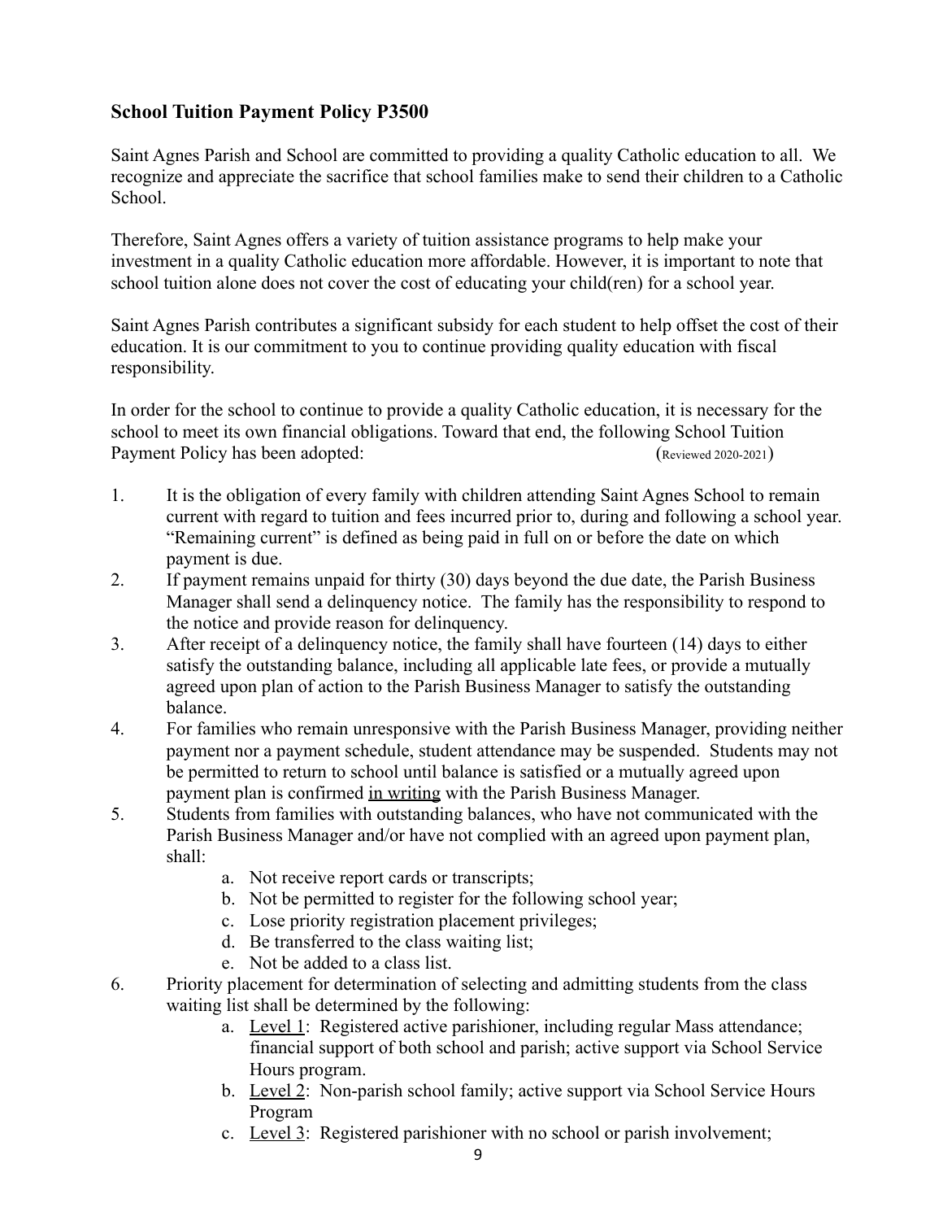## School Tuition Payment Policy P3500

Saint Agnes Parish and School are committed to providing a quality Catholic education to all. We recognize and appreciate the sacrifice that school families make to send their children to a Catholic School.

Therefore, Saint Agnes offers a variety of tuition assistance programs to help make your investment in a quality Catholic education more affordable. However, it is important to note that school tuition alone does not cover the cost of educating your child(ren) for a school year.

Saint Agnes Parish contributes a significant subsidy for each student to help offset the cost of their education. It is our commitment to you to continue providing quality education with fiscal responsibility.

In order for the school to continue to provide a quality Catholic education, it is necessary for the school to meet its own financial obligations. Toward that end, the following School Tuition Payment Policy has been adopted: (Reviewed 2020-2021)

1. It is the obligation of every family with children attending Saint Agnes School to remain current with regard to tuition and fees incurred prior to, during and following a school year. "Remaining current" is defined as being paid in full on or before the date on which payment is due.
2. If payment remains unpaid for thirty (30) days beyond the due date, the Parish Business Manager shall send a delinquency notice. The family has the responsibility to respond to the notice and provide reason for delinquency.
3. After receipt of a delinquency notice, the family shall have fourteen (14) days to either satisfy the outstanding balance, including all applicable late fees, or provide a mutually agreed upon plan of action to the Parish Business Manager to satisfy the outstanding balance.
4. For families who remain unresponsive with the Parish Business Manager, providing neither payment nor a payment schedule, student attendance may be suspended. Students may not be permitted to return to school until balance is satisfied or a mutually agreed upon payment plan is confirmed <u>in writing</u> with the Parish Business Manager.
5. Students from families with outstanding balances, who have not communicated with the Parish Business Manager and/or have not complied with an agreed upon payment plan, shall:
    a. Not receive report cards or transcripts;
    b. Not be permitted to register for the following school year;
    c. Lose priority registration placement privileges;
    d. Be transferred to the class waiting list;
    e. Not be added to a class list.
6. Priority placement for determination of selecting and admitting students from the class waiting list shall be determined by the following:
    a. <u>Level 1</u>: Registered active parishioner, including regular Mass attendance; financial support of both school and parish; active support via School Service Hours program.
    b. <u>Level 2</u>: Non-parish school family; active support via School Service Hours Program
    c. <u>Level 3</u>: Registered parishioner with no school or parish involvement;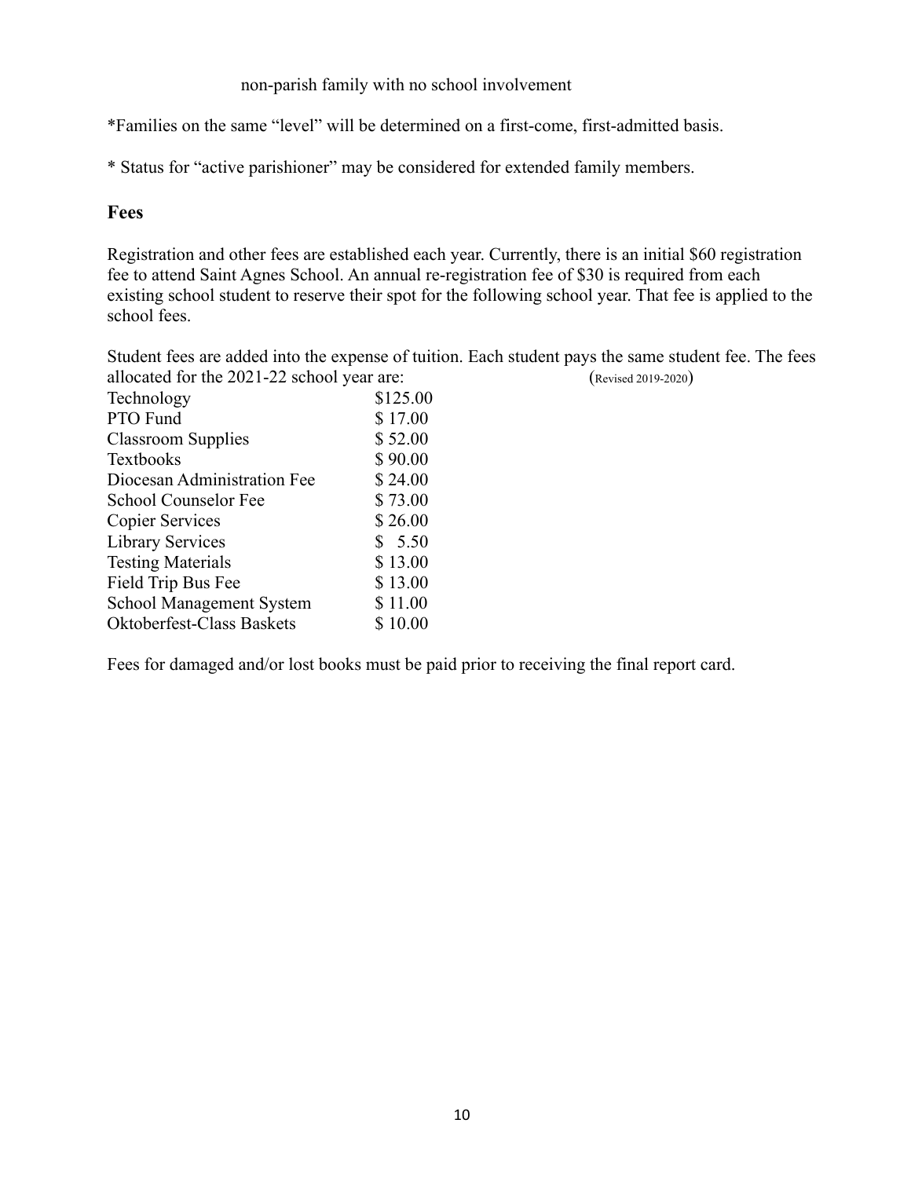non-parish family with no school involvement

*Families on the same "level" will be determined on a first-come, first-admitted basis.

* Status for "active parishioner" may be considered for extended family members.

## Fees

Registration and other fees are established each year. Currently, there is an initial $60 registration fee to attend Saint Agnes School. An annual re-registration fee of $30 is required from each existing school student to reserve their spot for the following school year. That fee is applied to the school fees.

Student fees are added into the expense of tuition. Each student pays the same student fee. The fees allocated for the 2021-22 school year are: (Revised 2019-2020)

| Fee | Amount |
|---|---|
| Technology | $125.00 |
| PTO Fund | $ 17.00 |
| Classroom Supplies | $ 52.00 |
| Textbooks | $ 90.00 |
| Diocesan Administration Fee | $ 24.00 |
| School Counselor Fee | $ 73.00 |
| Copier Services | $ 26.00 |
| Library Services | $ 5.50 |
| Testing Materials | $ 13.00 |
| Field Trip Bus Fee | $ 13.00 |
| School Management System | $ 11.00 |
| Oktoberfest-Class Baskets | $ 10.00 |

Fees for damaged and/or lost books must be paid prior to receiving the final report card.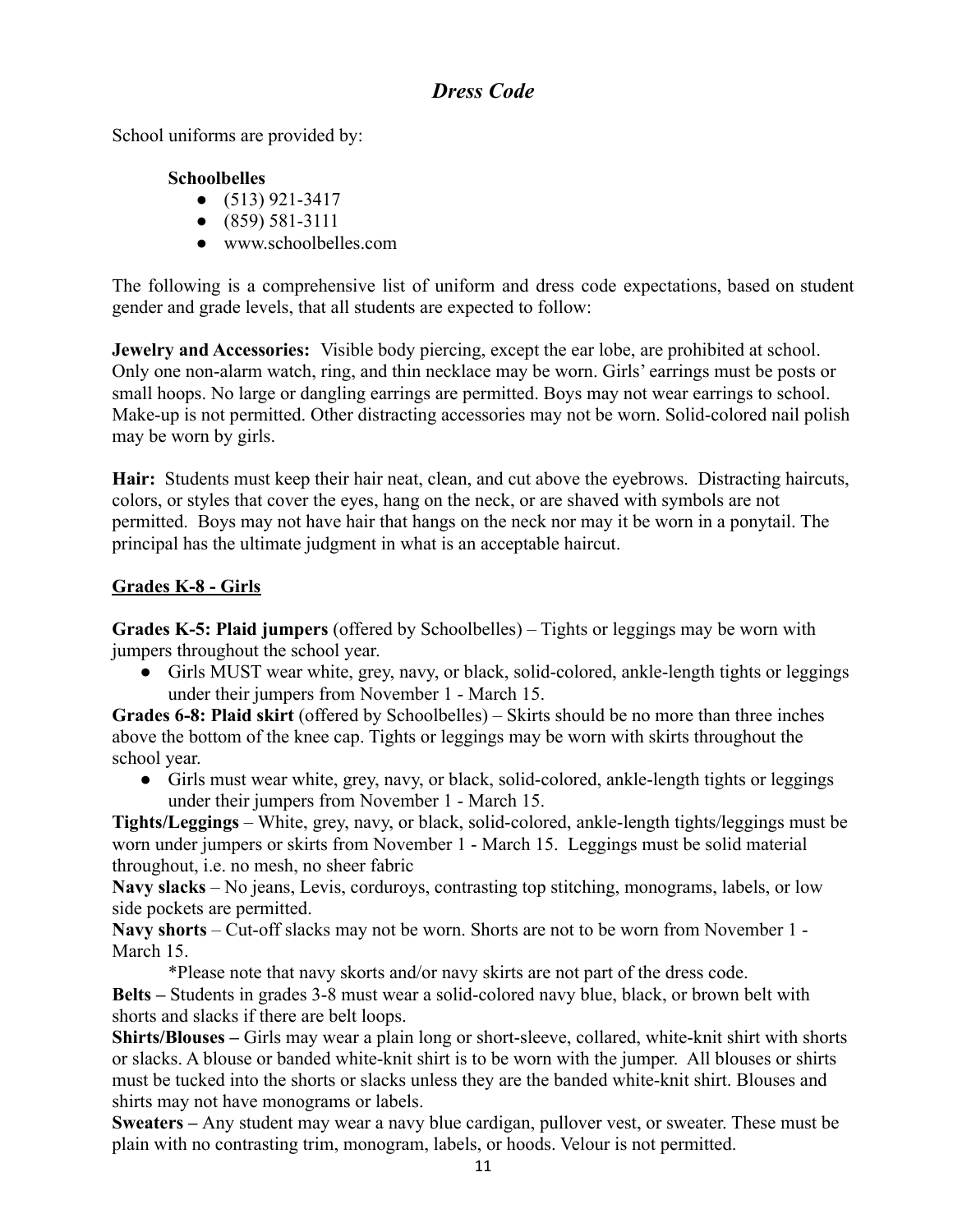# *Dress Code*

School uniforms are provided by:

**Schoolbelles**

- (513) 921-3417
- (859) 581-3111
- www.schoolbelles.com

The following is a comprehensive list of uniform and dress code expectations, based on student gender and grade levels, that all students are expected to follow:

**Jewelry and Accessories:** Visible body piercing, except the ear lobe, are prohibited at school. Only one non-alarm watch, ring, and thin necklace may be worn. Girls' earrings must be posts or small hoops. No large or dangling earrings are permitted. Boys may not wear earrings to school. Make-up is not permitted. Other distracting accessories may not be worn. Solid-colored nail polish may be worn by girls.

**Hair:** Students must keep their hair neat, clean, and cut above the eyebrows. Distracting haircuts, colors, or styles that cover the eyes, hang on the neck, or are shaved with symbols are not permitted. Boys may not have hair that hangs on the neck nor may it be worn in a ponytail. The principal has the ultimate judgment in what is an acceptable haircut.

## <u>Grades K-8 - Girls</u>

**Grades K-5: Plaid jumpers** (offered by Schoolbelles) – Tights or leggings may be worn with jumpers throughout the school year.

- Girls MUST wear white, grey, navy, or black, solid-colored, ankle-length tights or leggings under their jumpers from November 1 - March 15.

**Grades 6-8: Plaid skirt** (offered by Schoolbelles) – Skirts should be no more than three inches above the bottom of the knee cap. Tights or leggings may be worn with skirts throughout the school year.

- Girls must wear white, grey, navy, or black, solid-colored, ankle-length tights or leggings under their jumpers from November 1 - March 15.

**Tights/Leggings** – White, grey, navy, or black, solid-colored, ankle-length tights/leggings must be worn under jumpers or skirts from November 1 - March 15. Leggings must be solid material throughout, i.e. no mesh, no sheer fabric

**Navy slacks** – No jeans, Levis, corduroys, contrasting top stitching, monograms, labels, or low side pockets are permitted.

**Navy shorts** – Cut-off slacks may not be worn. Shorts are not to be worn from November 1 - March 15.

*Please note that navy skorts and/or navy skirts are not part of the dress code.

**Belts –** Students in grades 3-8 must wear a solid-colored navy blue, black, or brown belt with shorts and slacks if there are belt loops.

**Shirts/Blouses –** Girls may wear a plain long or short-sleeve, collared, white-knit shirt with shorts or slacks. A blouse or banded white-knit shirt is to be worn with the jumper. All blouses or shirts must be tucked into the shorts or slacks unless they are the banded white-knit shirt. Blouses and shirts may not have monograms or labels.

**Sweaters –** Any student may wear a navy blue cardigan, pullover vest, or sweater. These must be plain with no contrasting trim, monogram, labels, or hoods. Velour is not permitted.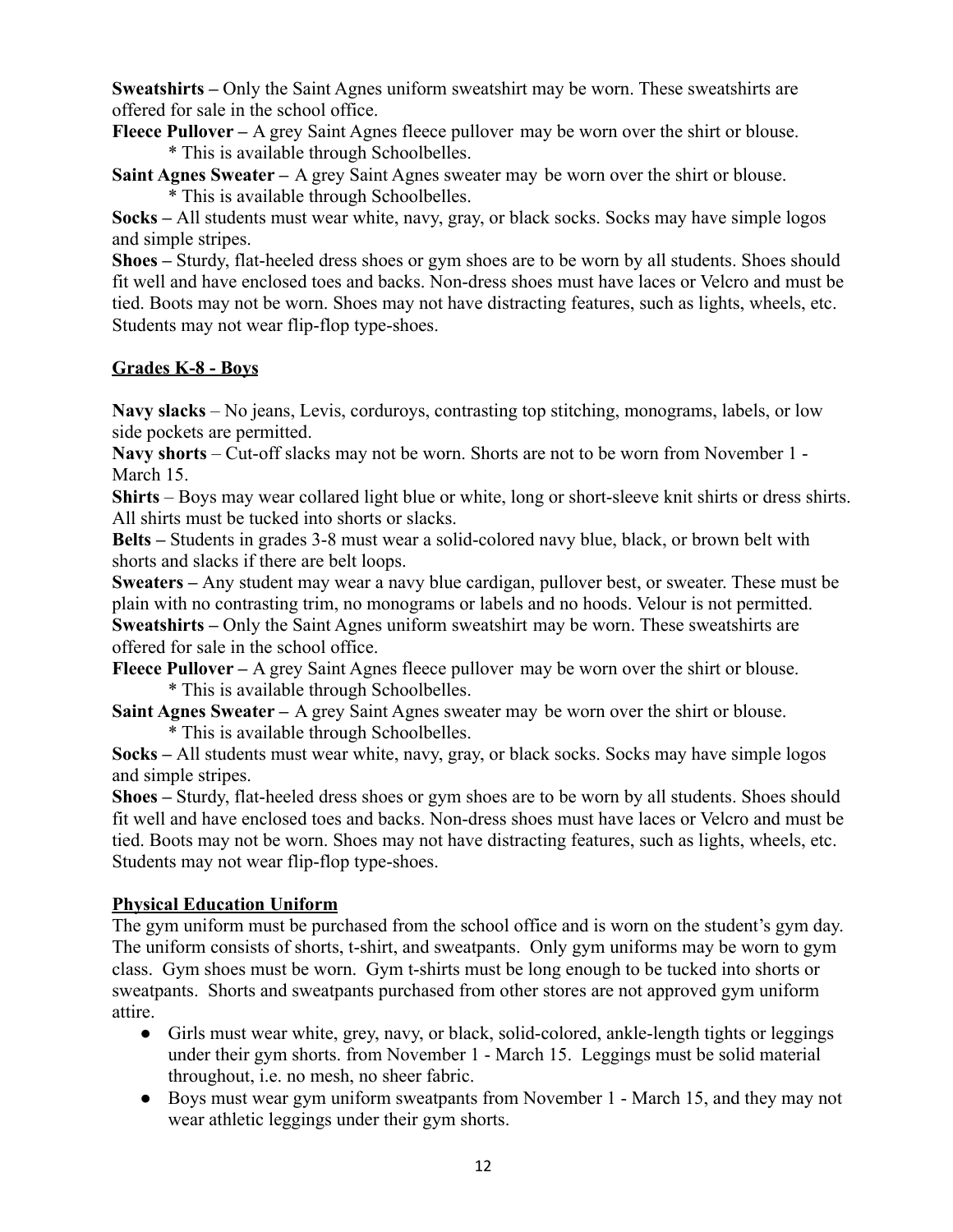**Sweatshirts –** Only the Saint Agnes uniform sweatshirt may be worn. These sweatshirts are offered for sale in the school office.

**Fleece Pullover –** A grey Saint Agnes fleece pullover may be worn over the shirt or blouse.
 * This is available through Schoolbelles.

**Saint Agnes Sweater –** A grey Saint Agnes sweater may be worn over the shirt or blouse.
 * This is available through Schoolbelles.

**Socks –** All students must wear white, navy, gray, or black socks. Socks may have simple logos and simple stripes.

**Shoes –** Sturdy, flat-heeled dress shoes or gym shoes are to be worn by all students. Shoes should fit well and have enclosed toes and backs. Non-dress shoes must have laces or Velcro and must be tied. Boots may not be worn. Shoes may not have distracting features, such as lights, wheels, etc. Students may not wear flip-flop type-shoes.

## Grades K-8 - Boys

**Navy slacks** – No jeans, Levis, corduroys, contrasting top stitching, monograms, labels, or low side pockets are permitted.

**Navy shorts** – Cut-off slacks may not be worn. Shorts are not to be worn from November 1 - March 15.

**Shirts** – Boys may wear collared light blue or white, long or short-sleeve knit shirts or dress shirts. All shirts must be tucked into shorts or slacks.

**Belts –** Students in grades 3-8 must wear a solid-colored navy blue, black, or brown belt with shorts and slacks if there are belt loops.

**Sweaters –** Any student may wear a navy blue cardigan, pullover best, or sweater. These must be plain with no contrasting trim, no monograms or labels and no hoods. Velour is not permitted.

**Sweatshirts –** Only the Saint Agnes uniform sweatshirt may be worn. These sweatshirts are offered for sale in the school office.

**Fleece Pullover –** A grey Saint Agnes fleece pullover may be worn over the shirt or blouse.
 * This is available through Schoolbelles.

**Saint Agnes Sweater –** A grey Saint Agnes sweater may be worn over the shirt or blouse.
 * This is available through Schoolbelles.

**Socks –** All students must wear white, navy, gray, or black socks. Socks may have simple logos and simple stripes.

**Shoes –** Sturdy, flat-heeled dress shoes or gym shoes are to be worn by all students. Shoes should fit well and have enclosed toes and backs. Non-dress shoes must have laces or Velcro and must be tied. Boots may not be worn. Shoes may not have distracting features, such as lights, wheels, etc. Students may not wear flip-flop type-shoes.

## Physical Education Uniform

The gym uniform must be purchased from the school office and is worn on the student's gym day. The uniform consists of shorts, t-shirt, and sweatpants. Only gym uniforms may be worn to gym class. Gym shoes must be worn. Gym t-shirts must be long enough to be tucked into shorts or sweatpants. Shorts and sweatpants purchased from other stores are not approved gym uniform attire.

- Girls must wear white, grey, navy, or black, solid-colored, ankle-length tights or leggings under their gym shorts. from November 1 - March 15. Leggings must be solid material throughout, i.e. no mesh, no sheer fabric.
- Boys must wear gym uniform sweatpants from November 1 - March 15, and they may not wear athletic leggings under their gym shorts.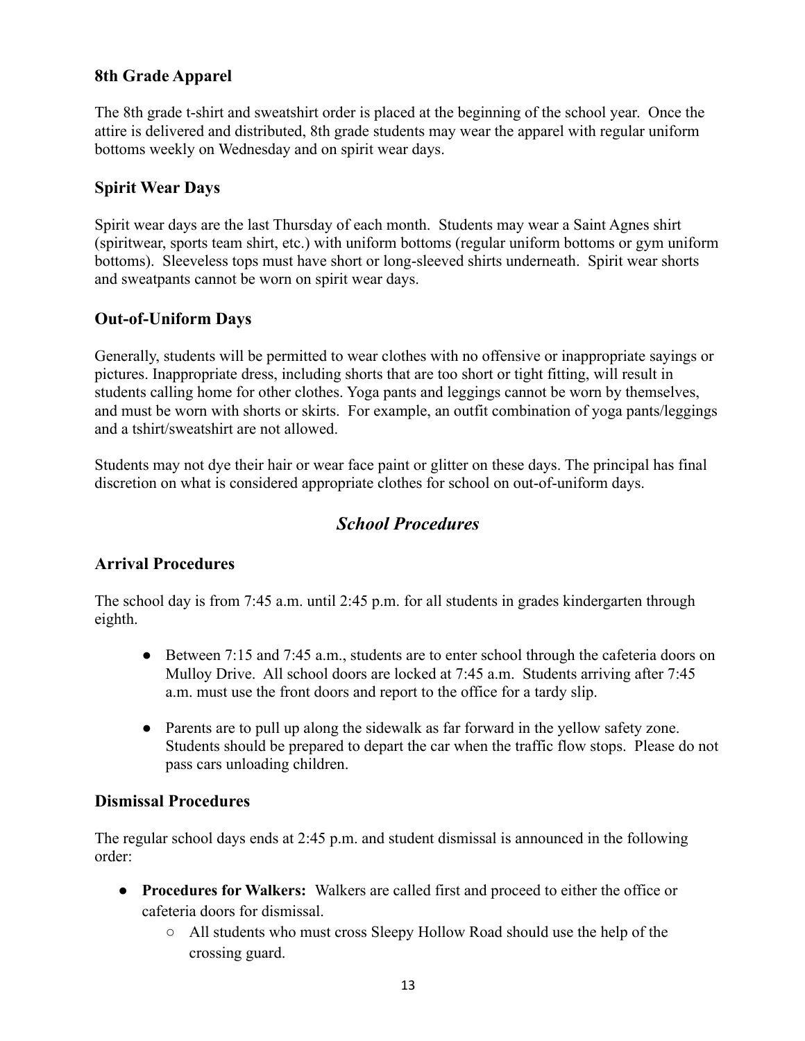### 8th Grade Apparel

The 8th grade t-shirt and sweatshirt order is placed at the beginning of the school year. Once the attire is delivered and distributed, 8th grade students may wear the apparel with regular uniform bottoms weekly on Wednesday and on spirit wear days.

### Spirit Wear Days

Spirit wear days are the last Thursday of each month. Students may wear a Saint Agnes shirt (spiritwear, sports team shirt, etc.) with uniform bottoms (regular uniform bottoms or gym uniform bottoms). Sleeveless tops must have short or long-sleeved shirts underneath. Spirit wear shorts and sweatpants cannot be worn on spirit wear days.

### Out-of-Uniform Days

Generally, students will be permitted to wear clothes with no offensive or inappropriate sayings or pictures. Inappropriate dress, including shorts that are too short or tight fitting, will result in students calling home for other clothes. Yoga pants and leggings cannot be worn by themselves, and must be worn with shorts or skirts. For example, an outfit combination of yoga pants/leggings and a tshirt/sweatshirt are not allowed.

Students may not dye their hair or wear face paint or glitter on these days. The principal has final discretion on what is considered appropriate clothes for school on out-of-uniform days.

## *School Procedures*

### Arrival Procedures

The school day is from 7:45 a.m. until 2:45 p.m. for all students in grades kindergarten through eighth.

- Between 7:15 and 7:45 a.m., students are to enter school through the cafeteria doors on Mulloy Drive. All school doors are locked at 7:45 a.m. Students arriving after 7:45 a.m. must use the front doors and report to the office for a tardy slip.
- Parents are to pull up along the sidewalk as far forward in the yellow safety zone. Students should be prepared to depart the car when the traffic flow stops. Please do not pass cars unloading children.

### Dismissal Procedures

The regular school days ends at 2:45 p.m. and student dismissal is announced in the following order:

- **Procedures for Walkers:** Walkers are called first and proceed to either the office or cafeteria doors for dismissal.
  - All students who must cross Sleepy Hollow Road should use the help of the crossing guard.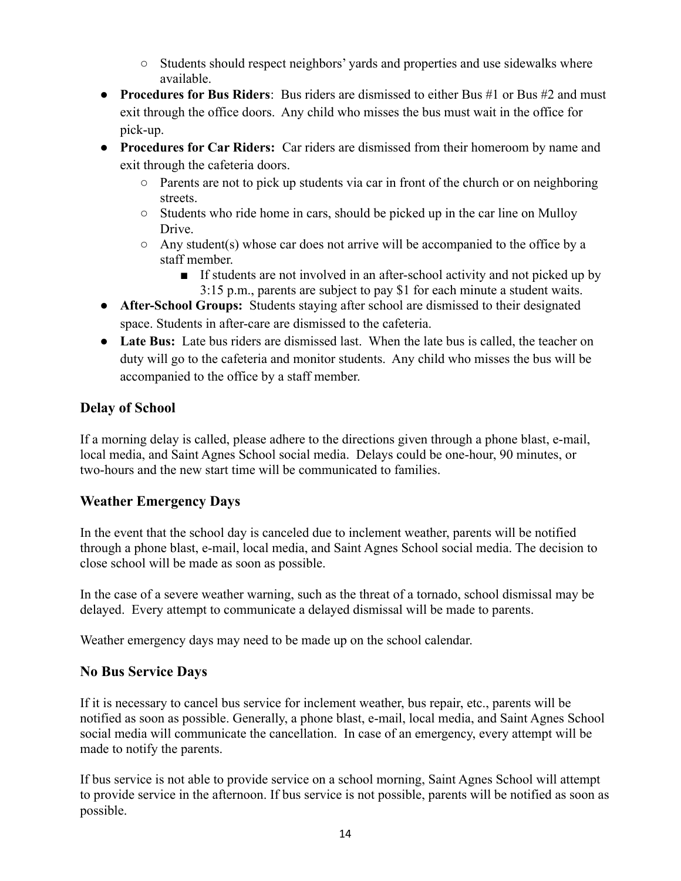- Students should respect neighbors' yards and properties and use sidewalks where available.
- **Procedures for Bus Riders**: Bus riders are dismissed to either Bus #1 or Bus #2 and must exit through the office doors. Any child who misses the bus must wait in the office for pick-up.
- **Procedures for Car Riders:** Car riders are dismissed from their homeroom by name and exit through the cafeteria doors.
    - Parents are not to pick up students via car in front of the church or on neighboring streets.
    - Students who ride home in cars, should be picked up in the car line on Mulloy Drive.
    - Any student(s) whose car does not arrive will be accompanied to the office by a staff member.
        - If students are not involved in an after-school activity and not picked up by 3:15 p.m., parents are subject to pay $1 for each minute a student waits.
- **After-School Groups:** Students staying after school are dismissed to their designated space. Students in after-care are dismissed to the cafeteria.
- **Late Bus:** Late bus riders are dismissed last. When the late bus is called, the teacher on duty will go to the cafeteria and monitor students. Any child who misses the bus will be accompanied to the office by a staff member.

## Delay of School

If a morning delay is called, please adhere to the directions given through a phone blast, e-mail, local media, and Saint Agnes School social media. Delays could be one-hour, 90 minutes, or two-hours and the new start time will be communicated to families.

## Weather Emergency Days

In the event that the school day is canceled due to inclement weather, parents will be notified through a phone blast, e-mail, local media, and Saint Agnes School social media. The decision to close school will be made as soon as possible.

In the case of a severe weather warning, such as the threat of a tornado, school dismissal may be delayed. Every attempt to communicate a delayed dismissal will be made to parents.

Weather emergency days may need to be made up on the school calendar.

## No Bus Service Days

If it is necessary to cancel bus service for inclement weather, bus repair, etc., parents will be notified as soon as possible. Generally, a phone blast, e-mail, local media, and Saint Agnes School social media will communicate the cancellation. In case of an emergency, every attempt will be made to notify the parents.

If bus service is not able to provide service on a school morning, Saint Agnes School will attempt to provide service in the afternoon. If bus service is not possible, parents will be notified as soon as possible.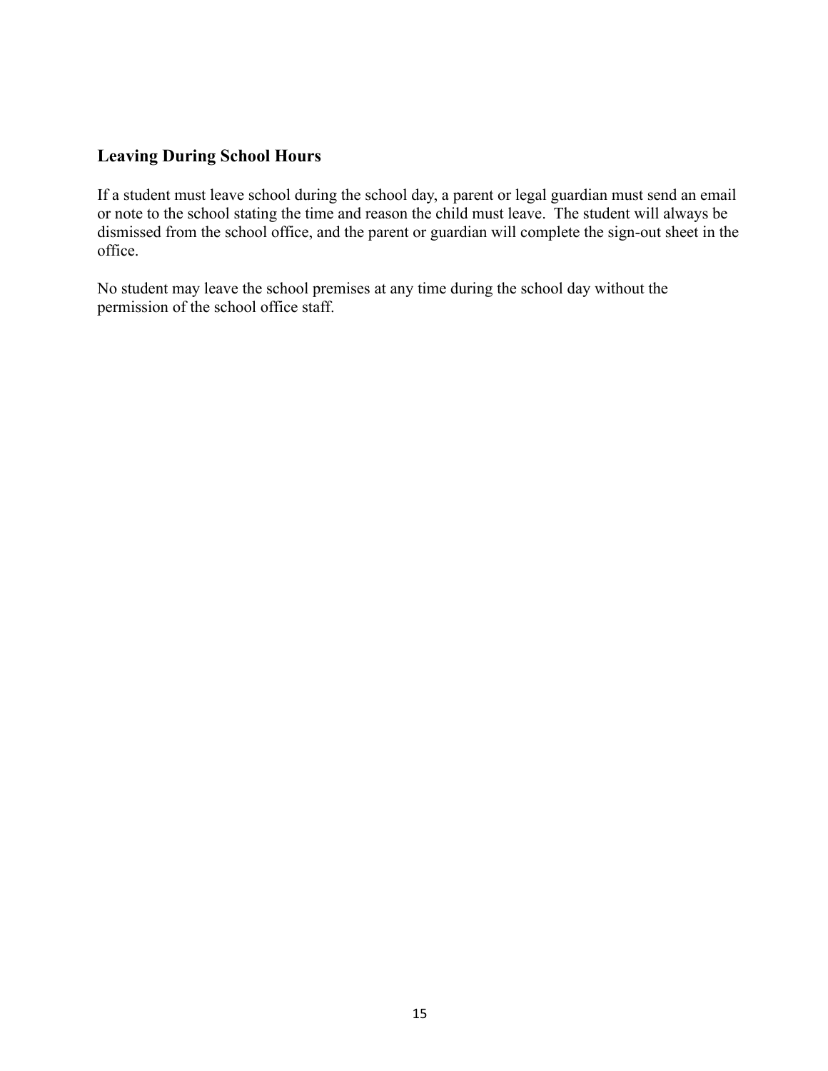## Leaving During School Hours

If a student must leave school during the school day, a parent or legal guardian must send an email or note to the school stating the time and reason the child must leave. The student will always be dismissed from the school office, and the parent or guardian will complete the sign-out sheet in the office.

No student may leave the school premises at any time during the school day without the permission of the school office staff.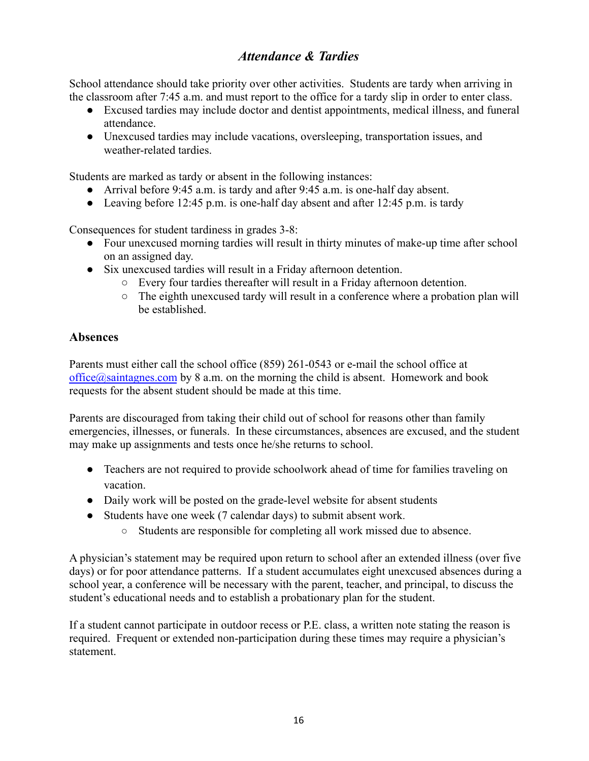## *Attendance & Tardies*

School attendance should take priority over other activities. Students are tardy when arriving in the classroom after 7:45 a.m. and must report to the office for a tardy slip in order to enter class.

- Excused tardies may include doctor and dentist appointments, medical illness, and funeral attendance.
- Unexcused tardies may include vacations, oversleeping, transportation issues, and weather-related tardies.

Students are marked as tardy or absent in the following instances:

- Arrival before 9:45 a.m. is tardy and after 9:45 a.m. is one-half day absent.
- Leaving before 12:45 p.m. is one-half day absent and after 12:45 p.m. is tardy

Consequences for student tardiness in grades 3-8:

- Four unexcused morning tardies will result in thirty minutes of make-up time after school on an assigned day.
- Six unexcused tardies will result in a Friday afternoon detention.
  - Every four tardies thereafter will result in a Friday afternoon detention.
  - The eighth unexcused tardy will result in a conference where a probation plan will be established.

### Absences

Parents must either call the school office (859) 261-0543 or e-mail the school office at office@saintagnes.com by 8 a.m. on the morning the child is absent. Homework and book requests for the absent student should be made at this time.

Parents are discouraged from taking their child out of school for reasons other than family emergencies, illnesses, or funerals. In these circumstances, absences are excused, and the student may make up assignments and tests once he/she returns to school.

- Teachers are not required to provide schoolwork ahead of time for families traveling on vacation.
- Daily work will be posted on the grade-level website for absent students
- Students have one week (7 calendar days) to submit absent work.
  - Students are responsible for completing all work missed due to absence.

A physician's statement may be required upon return to school after an extended illness (over five days) or for poor attendance patterns. If a student accumulates eight unexcused absences during a school year, a conference will be necessary with the parent, teacher, and principal, to discuss the student's educational needs and to establish a probationary plan for the student.

If a student cannot participate in outdoor recess or P.E. class, a written note stating the reason is required. Frequent or extended non-participation during these times may require a physician's statement.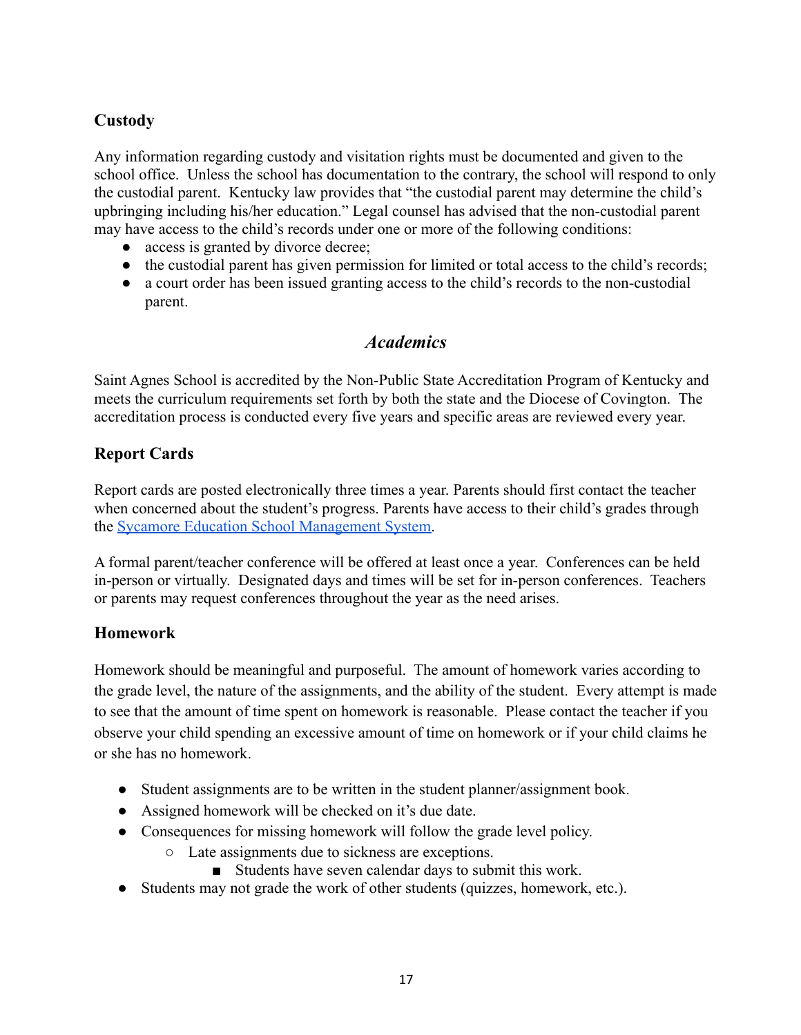### Custody

Any information regarding custody and visitation rights must be documented and given to the school office. Unless the school has documentation to the contrary, the school will respond to only the custodial parent. Kentucky law provides that "the custodial parent may determine the child's upbringing including his/her education." Legal counsel has advised that the non-custodial parent may have access to the child's records under one or more of the following conditions:

- access is granted by divorce decree;
- the custodial parent has given permission for limited or total access to the child's records;
- a court order has been issued granting access to the child's records to the non-custodial parent.

## *Academics*

Saint Agnes School is accredited by the Non-Public State Accreditation Program of Kentucky and meets the curriculum requirements set forth by both the state and the Diocese of Covington. The accreditation process is conducted every five years and specific areas are reviewed every year.

### Report Cards

Report cards are posted electronically three times a year. Parents should first contact the teacher when concerned about the student's progress. Parents have access to their child's grades through the Sycamore Education School Management System.

A formal parent/teacher conference will be offered at least once a year. Conferences can be held in-person or virtually. Designated days and times will be set for in-person conferences. Teachers or parents may request conferences throughout the year as the need arises.

### Homework

Homework should be meaningful and purposeful. The amount of homework varies according to the grade level, the nature of the assignments, and the ability of the student. Every attempt is made to see that the amount of time spent on homework is reasonable. Please contact the teacher if you observe your child spending an excessive amount of time on homework or if your child claims he or she has no homework.

- Student assignments are to be written in the student planner/assignment book.
- Assigned homework will be checked on it's due date.
- Consequences for missing homework will follow the grade level policy.
  - Late assignments due to sickness are exceptions.
    - Students have seven calendar days to submit this work.
- Students may not grade the work of other students (quizzes, homework, etc.).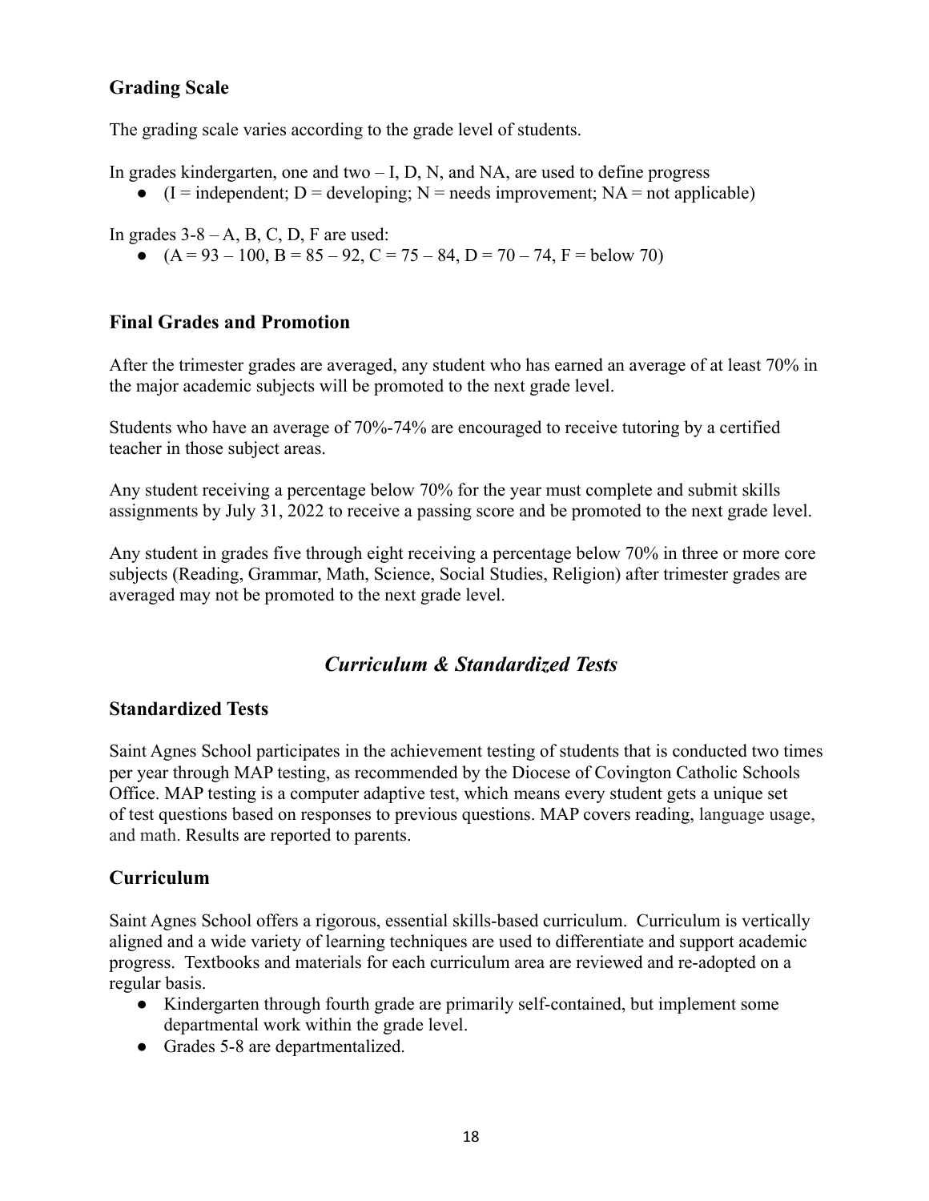## Grading Scale

The grading scale varies according to the grade level of students.

In grades kindergarten, one and two – I, D, N, and NA, are used to define progress

- (I = independent; D = developing; N = needs improvement; NA = not applicable)

In grades 3-8 – A, B, C, D, F are used:

- (A = 93 – 100, B = 85 – 92, C = 75 – 84, D = 70 – 74, F = below 70)

## Final Grades and Promotion

After the trimester grades are averaged, any student who has earned an average of at least 70% in the major academic subjects will be promoted to the next grade level.

Students who have an average of 70%-74% are encouraged to receive tutoring by a certified teacher in those subject areas.

Any student receiving a percentage below 70% for the year must complete and submit skills assignments by July 31, 2022 to receive a passing score and be promoted to the next grade level.

Any student in grades five through eight receiving a percentage below 70% in three or more core subjects (Reading, Grammar, Math, Science, Social Studies, Religion) after trimester grades are averaged may not be promoted to the next grade level.

# *Curriculum & Standardized Tests*

## Standardized Tests

Saint Agnes School participates in the achievement testing of students that is conducted two times per year through MAP testing, as recommended by the Diocese of Covington Catholic Schools Office. MAP testing is a computer adaptive test, which means every student gets a unique set of test questions based on responses to previous questions. MAP covers reading, language usage, and math. Results are reported to parents.

## Curriculum

Saint Agnes School offers a rigorous, essential skills-based curriculum. Curriculum is vertically aligned and a wide variety of learning techniques are used to differentiate and support academic progress. Textbooks and materials for each curriculum area are reviewed and re-adopted on a regular basis.

- Kindergarten through fourth grade are primarily self-contained, but implement some departmental work within the grade level.
- Grades 5-8 are departmentalized.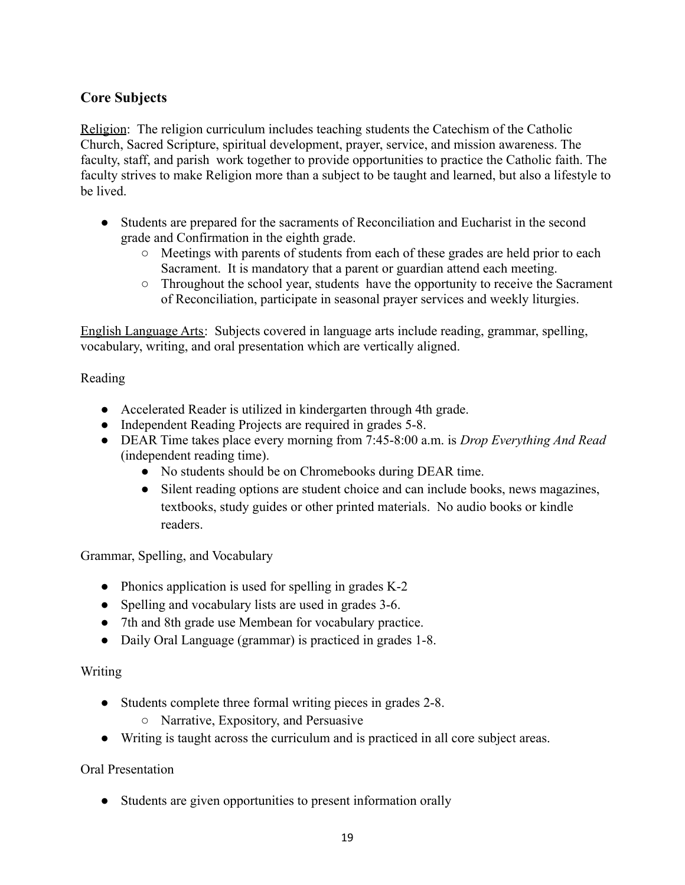## Core Subjects

Religion: The religion curriculum includes teaching students the Catechism of the Catholic Church, Sacred Scripture, spiritual development, prayer, service, and mission awareness. The faculty, staff, and parish work together to provide opportunities to practice the Catholic faith. The faculty strives to make Religion more than a subject to be taught and learned, but also a lifestyle to be lived.

- Students are prepared for the sacraments of Reconciliation and Eucharist in the second grade and Confirmation in the eighth grade.
    - Meetings with parents of students from each of these grades are held prior to each Sacrament. It is mandatory that a parent or guardian attend each meeting.
    - Throughout the school year, students have the opportunity to receive the Sacrament of Reconciliation, participate in seasonal prayer services and weekly liturgies.

English Language Arts: Subjects covered in language arts include reading, grammar, spelling, vocabulary, writing, and oral presentation which are vertically aligned.

Reading

- Accelerated Reader is utilized in kindergarten through 4th grade.
- Independent Reading Projects are required in grades 5-8.
- DEAR Time takes place every morning from 7:45-8:00 a.m. is *Drop Everything And Read* (independent reading time).
    - No students should be on Chromebooks during DEAR time.
    - Silent reading options are student choice and can include books, news magazines, textbooks, study guides or other printed materials. No audio books or kindle readers.

Grammar, Spelling, and Vocabulary

- Phonics application is used for spelling in grades K-2
- Spelling and vocabulary lists are used in grades 3-6.
- 7th and 8th grade use Membean for vocabulary practice.
- Daily Oral Language (grammar) is practiced in grades 1-8.

Writing

- Students complete three formal writing pieces in grades 2-8.
    - Narrative, Expository, and Persuasive
- Writing is taught across the curriculum and is practiced in all core subject areas.

Oral Presentation

- Students are given opportunities to present information orally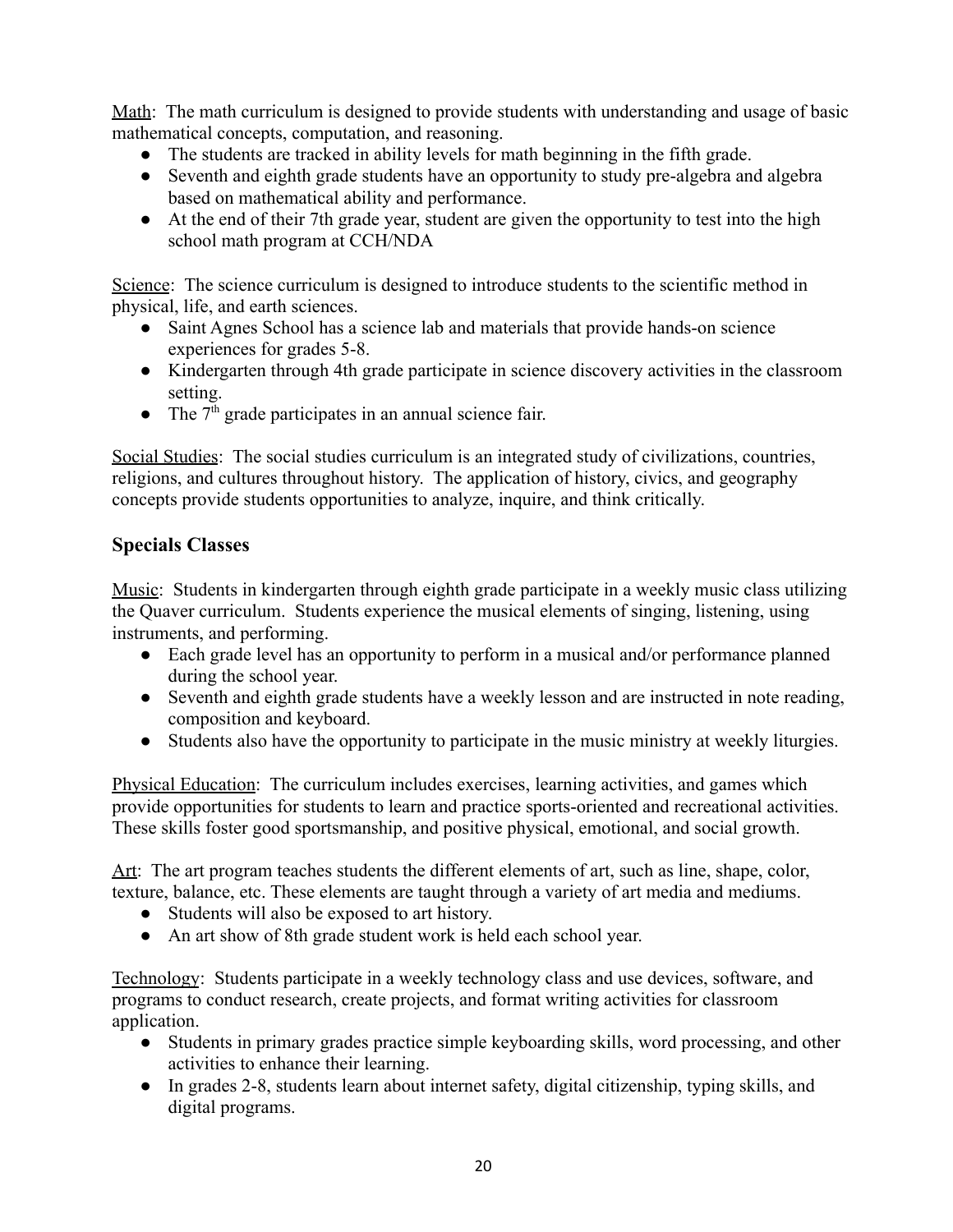Math: The math curriculum is designed to provide students with understanding and usage of basic mathematical concepts, computation, and reasoning.

- The students are tracked in ability levels for math beginning in the fifth grade.
- Seventh and eighth grade students have an opportunity to study pre-algebra and algebra based on mathematical ability and performance.
- At the end of their 7th grade year, student are given the opportunity to test into the high school math program at CCH/NDA

Science: The science curriculum is designed to introduce students to the scientific method in physical, life, and earth sciences.

- Saint Agnes School has a science lab and materials that provide hands-on science experiences for grades 5-8.
- Kindergarten through 4th grade participate in science discovery activities in the classroom setting.
- The 7th grade participates in an annual science fair.

Social Studies: The social studies curriculum is an integrated study of civilizations, countries, religions, and cultures throughout history. The application of history, civics, and geography concepts provide students opportunities to analyze, inquire, and think critically.

## Specials Classes

Music: Students in kindergarten through eighth grade participate in a weekly music class utilizing the Quaver curriculum. Students experience the musical elements of singing, listening, using instruments, and performing.

- Each grade level has an opportunity to perform in a musical and/or performance planned during the school year.
- Seventh and eighth grade students have a weekly lesson and are instructed in note reading, composition and keyboard.
- Students also have the opportunity to participate in the music ministry at weekly liturgies.

Physical Education: The curriculum includes exercises, learning activities, and games which provide opportunities for students to learn and practice sports-oriented and recreational activities. These skills foster good sportsmanship, and positive physical, emotional, and social growth.

Art: The art program teaches students the different elements of art, such as line, shape, color, texture, balance, etc. These elements are taught through a variety of art media and mediums.

- Students will also be exposed to art history.
- An art show of 8th grade student work is held each school year.

Technology: Students participate in a weekly technology class and use devices, software, and programs to conduct research, create projects, and format writing activities for classroom application.

- Students in primary grades practice simple keyboarding skills, word processing, and other activities to enhance their learning.
- In grades 2-8, students learn about internet safety, digital citizenship, typing skills, and digital programs.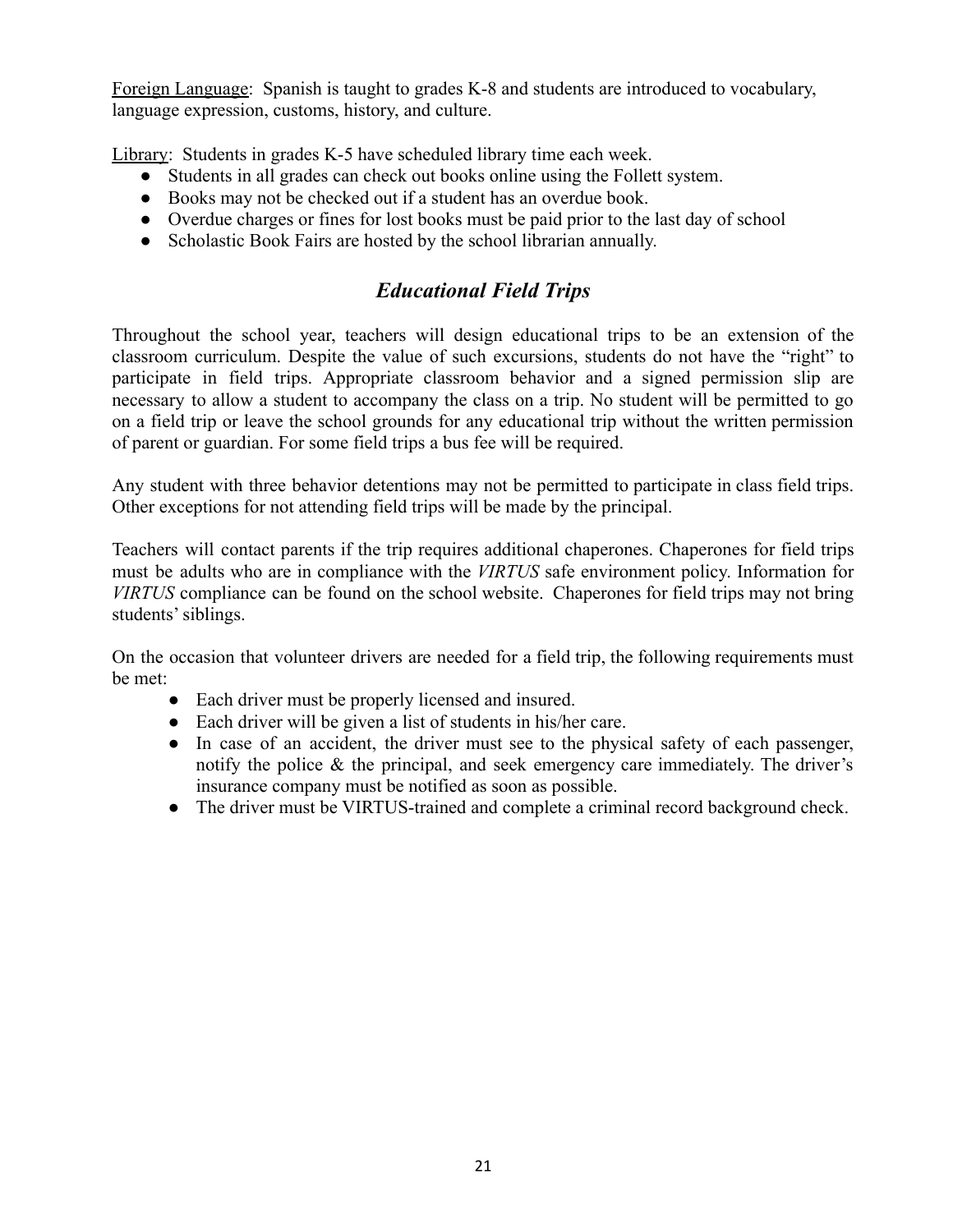<u>Foreign Language</u>: Spanish is taught to grades K-8 and students are introduced to vocabulary, language expression, customs, history, and culture.

<u>Library</u>: Students in grades K-5 have scheduled library time each week.

- Students in all grades can check out books online using the Follett system.
- Books may not be checked out if a student has an overdue book.
- Overdue charges or fines for lost books must be paid prior to the last day of school
- Scholastic Book Fairs are hosted by the school librarian annually.

## *Educational Field Trips*

Throughout the school year, teachers will design educational trips to be an extension of the classroom curriculum. Despite the value of such excursions, students do not have the "right" to participate in field trips. Appropriate classroom behavior and a signed permission slip are necessary to allow a student to accompany the class on a trip. No student will be permitted to go on a field trip or leave the school grounds for any educational trip without the written permission of parent or guardian. For some field trips a bus fee will be required.

Any student with three behavior detentions may not be permitted to participate in class field trips. Other exceptions for not attending field trips will be made by the principal.

Teachers will contact parents if the trip requires additional chaperones. Chaperones for field trips must be adults who are in compliance with the *VIRTUS* safe environment policy. Information for *VIRTUS* compliance can be found on the school website. Chaperones for field trips may not bring students' siblings.

On the occasion that volunteer drivers are needed for a field trip, the following requirements must be met:

- Each driver must be properly licensed and insured.
- Each driver will be given a list of students in his/her care.
- In case of an accident, the driver must see to the physical safety of each passenger, notify the police & the principal, and seek emergency care immediately. The driver's insurance company must be notified as soon as possible.
- The driver must be VIRTUS-trained and complete a criminal record background check.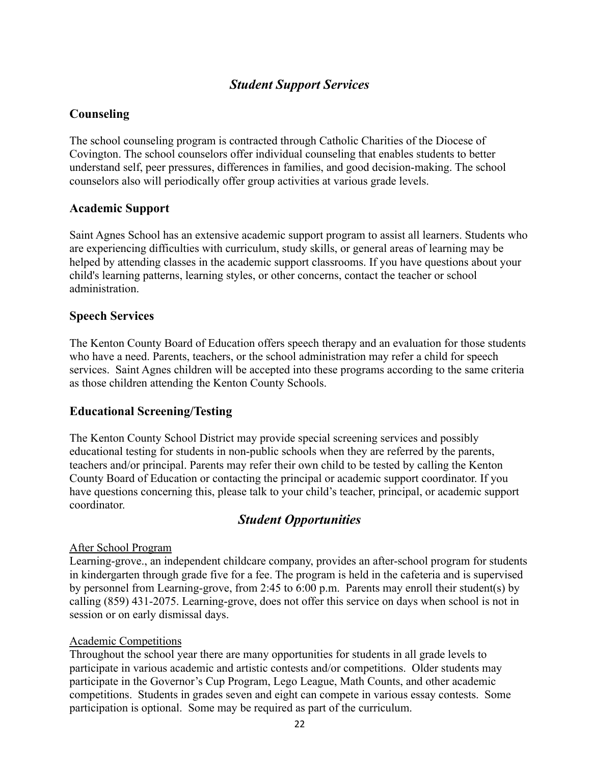# *Student Support Services*

## Counseling

The school counseling program is contracted through Catholic Charities of the Diocese of Covington. The school counselors offer individual counseling that enables students to better understand self, peer pressures, differences in families, and good decision-making. The school counselors also will periodically offer group activities at various grade levels.

## Academic Support

Saint Agnes School has an extensive academic support program to assist all learners. Students who are experiencing difficulties with curriculum, study skills, or general areas of learning may be helped by attending classes in the academic support classrooms. If you have questions about your child's learning patterns, learning styles, or other concerns, contact the teacher or school administration.

## Speech Services

The Kenton County Board of Education offers speech therapy and an evaluation for those students who have a need. Parents, teachers, or the school administration may refer a child for speech services. Saint Agnes children will be accepted into these programs according to the same criteria as those children attending the Kenton County Schools.

## Educational Screening/Testing

The Kenton County School District may provide special screening services and possibly educational testing for students in non-public schools when they are referred by the parents, teachers and/or principal. Parents may refer their own child to be tested by calling the Kenton County Board of Education or contacting the principal or academic support coordinator. If you have questions concerning this, please talk to your child's teacher, principal, or academic support coordinator.

# *Student Opportunities*

<u>After School Program</u>

Learning-grove., an independent childcare company, provides an after-school program for students in kindergarten through grade five for a fee. The program is held in the cafeteria and is supervised by personnel from Learning-grove, from 2:45 to 6:00 p.m. Parents may enroll their student(s) by calling (859) 431-2075. Learning-grove, does not offer this service on days when school is not in session or on early dismissal days.

<u>Academic Competitions</u>

Throughout the school year there are many opportunities for students in all grade levels to participate in various academic and artistic contests and/or competitions. Older students may participate in the Governor's Cup Program, Lego League, Math Counts, and other academic competitions. Students in grades seven and eight can compete in various essay contests. Some participation is optional. Some may be required as part of the curriculum.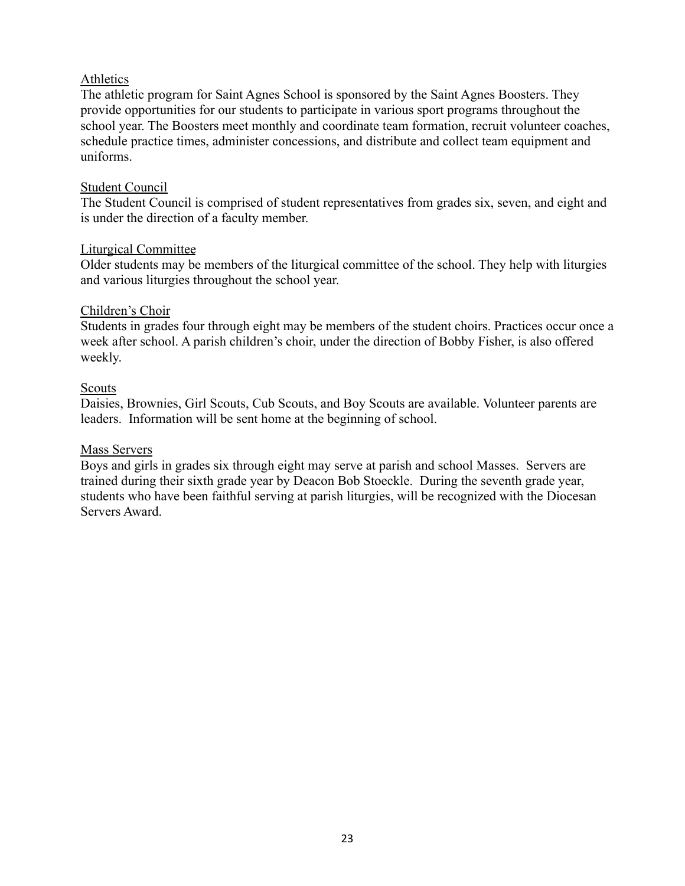<u>Athletics</u>

The athletic program for Saint Agnes School is sponsored by the Saint Agnes Boosters. They provide opportunities for our students to participate in various sport programs throughout the school year. The Boosters meet monthly and coordinate team formation, recruit volunteer coaches, schedule practice times, administer concessions, and distribute and collect team equipment and uniforms.

<u>Student Council</u>

The Student Council is comprised of student representatives from grades six, seven, and eight and is under the direction of a faculty member.

<u>Liturgical Committee</u>

Older students may be members of the liturgical committee of the school. They help with liturgies and various liturgies throughout the school year.

<u>Children's Choir</u>

Students in grades four through eight may be members of the student choirs. Practices occur once a week after school. A parish children's choir, under the direction of Bobby Fisher, is also offered weekly.

<u>Scouts</u>

Daisies, Brownies, Girl Scouts, Cub Scouts, and Boy Scouts are available. Volunteer parents are leaders. Information will be sent home at the beginning of school.

<u>Mass Servers</u>

Boys and girls in grades six through eight may serve at parish and school Masses. Servers are trained during their sixth grade year by Deacon Bob Stoeckle. During the seventh grade year, students who have been faithful serving at parish liturgies, will be recognized with the Diocesan Servers Award.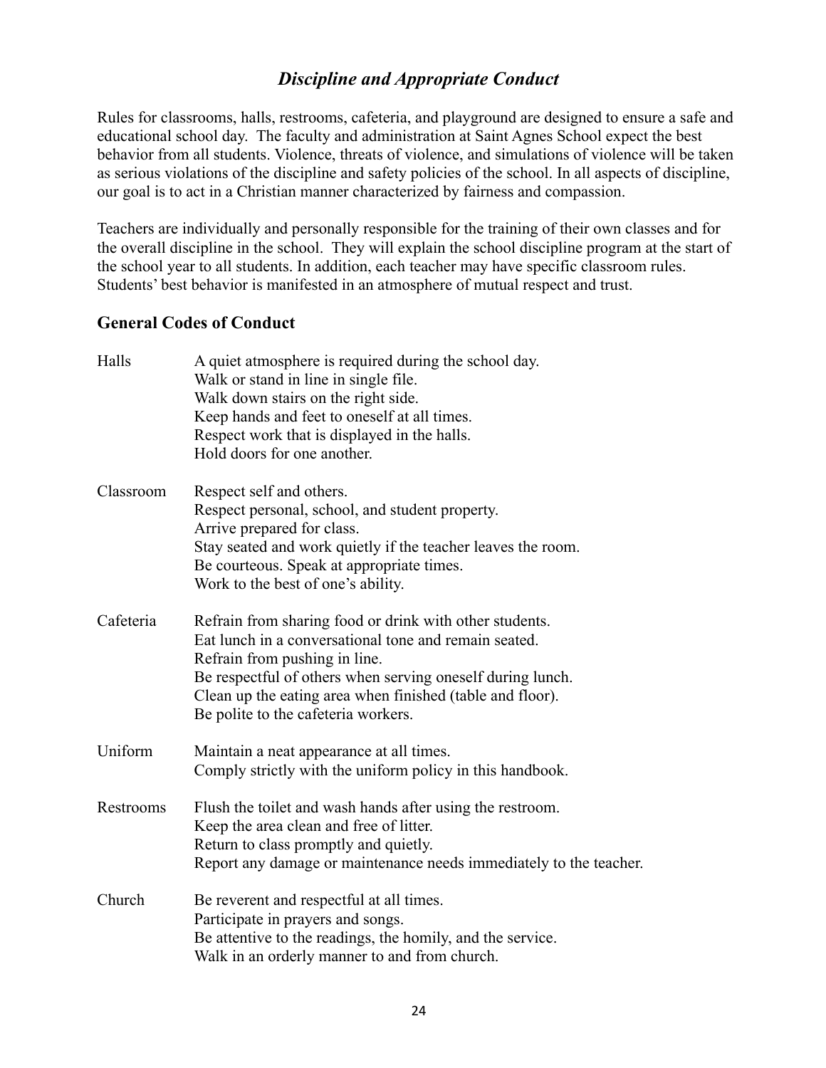## *Discipline and Appropriate Conduct*

Rules for classrooms, halls, restrooms, cafeteria, and playground are designed to ensure a safe and educational school day. The faculty and administration at Saint Agnes School expect the best behavior from all students. Violence, threats of violence, and simulations of violence will be taken as serious violations of the discipline and safety policies of the school. In all aspects of discipline, our goal is to act in a Christian manner characterized by fairness and compassion.

Teachers are individually and personally responsible for the training of their own classes and for the overall discipline in the school. They will explain the school discipline program at the start of the school year to all students. In addition, each teacher may have specific classroom rules. Students' best behavior is manifested in an atmosphere of mutual respect and trust.

### General Codes of Conduct

| | |
|---|---|
| Halls | A quiet atmosphere is required during the school day.<br>Walk or stand in line in single file.<br>Walk down stairs on the right side.<br>Keep hands and feet to oneself at all times.<br>Respect work that is displayed in the halls.<br>Hold doors for one another. |
| Classroom | Respect self and others.<br>Respect personal, school, and student property.<br>Arrive prepared for class.<br>Stay seated and work quietly if the teacher leaves the room.<br>Be courteous. Speak at appropriate times.<br>Work to the best of one's ability. |
| Cafeteria | Refrain from sharing food or drink with other students.<br>Eat lunch in a conversational tone and remain seated.<br>Refrain from pushing in line.<br>Be respectful of others when serving oneself during lunch.<br>Clean up the eating area when finished (table and floor).<br>Be polite to the cafeteria workers. |
| Uniform | Maintain a neat appearance at all times.<br>Comply strictly with the uniform policy in this handbook. |
| Restrooms | Flush the toilet and wash hands after using the restroom.<br>Keep the area clean and free of litter.<br>Return to class promptly and quietly.<br>Report any damage or maintenance needs immediately to the teacher. |
| Church | Be reverent and respectful at all times.<br>Participate in prayers and songs.<br>Be attentive to the readings, the homily, and the service.<br>Walk in an orderly manner to and from church. |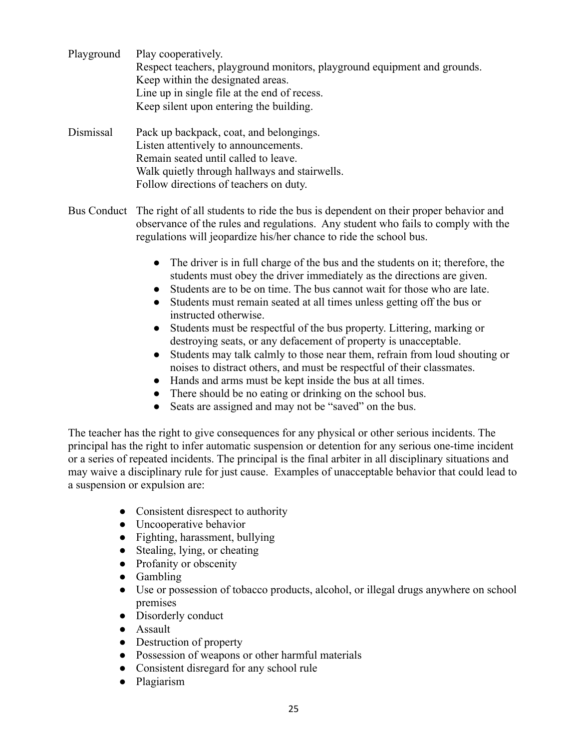**Playground**

Play cooperatively.
Respect teachers, playground monitors, playground equipment and grounds.
Keep within the designated areas.
Line up in single file at the end of recess.
Keep silent upon entering the building.

**Dismissal**

Pack up backpack, coat, and belongings.
Listen attentively to announcements.
Remain seated until called to leave.
Walk quietly through hallways and stairwells.
Follow directions of teachers on duty.

**Bus Conduct**

The right of all students to ride the bus is dependent on their proper behavior and observance of the rules and regulations. Any student who fails to comply with the regulations will jeopardize his/her chance to ride the school bus.

- The driver is in full charge of the bus and the students on it; therefore, the students must obey the driver immediately as the directions are given.
- Students are to be on time. The bus cannot wait for those who are late.
- Students must remain seated at all times unless getting off the bus or instructed otherwise.
- Students must be respectful of the bus property. Littering, marking or destroying seats, or any defacement of property is unacceptable.
- Students may talk calmly to those near them, refrain from loud shouting or noises to distract others, and must be respectful of their classmates.
- Hands and arms must be kept inside the bus at all times.
- There should be no eating or drinking on the school bus.
- Seats are assigned and may not be "saved" on the bus.

The teacher has the right to give consequences for any physical or other serious incidents. The principal has the right to infer automatic suspension or detention for any serious one-time incident or a series of repeated incidents. The principal is the final arbiter in all disciplinary situations and may waive a disciplinary rule for just cause. Examples of unacceptable behavior that could lead to a suspension or expulsion are:

- Consistent disrespect to authority
- Uncooperative behavior
- Fighting, harassment, bullying
- Stealing, lying, or cheating
- Profanity or obscenity
- Gambling
- Use or possession of tobacco products, alcohol, or illegal drugs anywhere on school premises
- Disorderly conduct
- Assault
- Destruction of property
- Possession of weapons or other harmful materials
- Consistent disregard for any school rule
- Plagiarism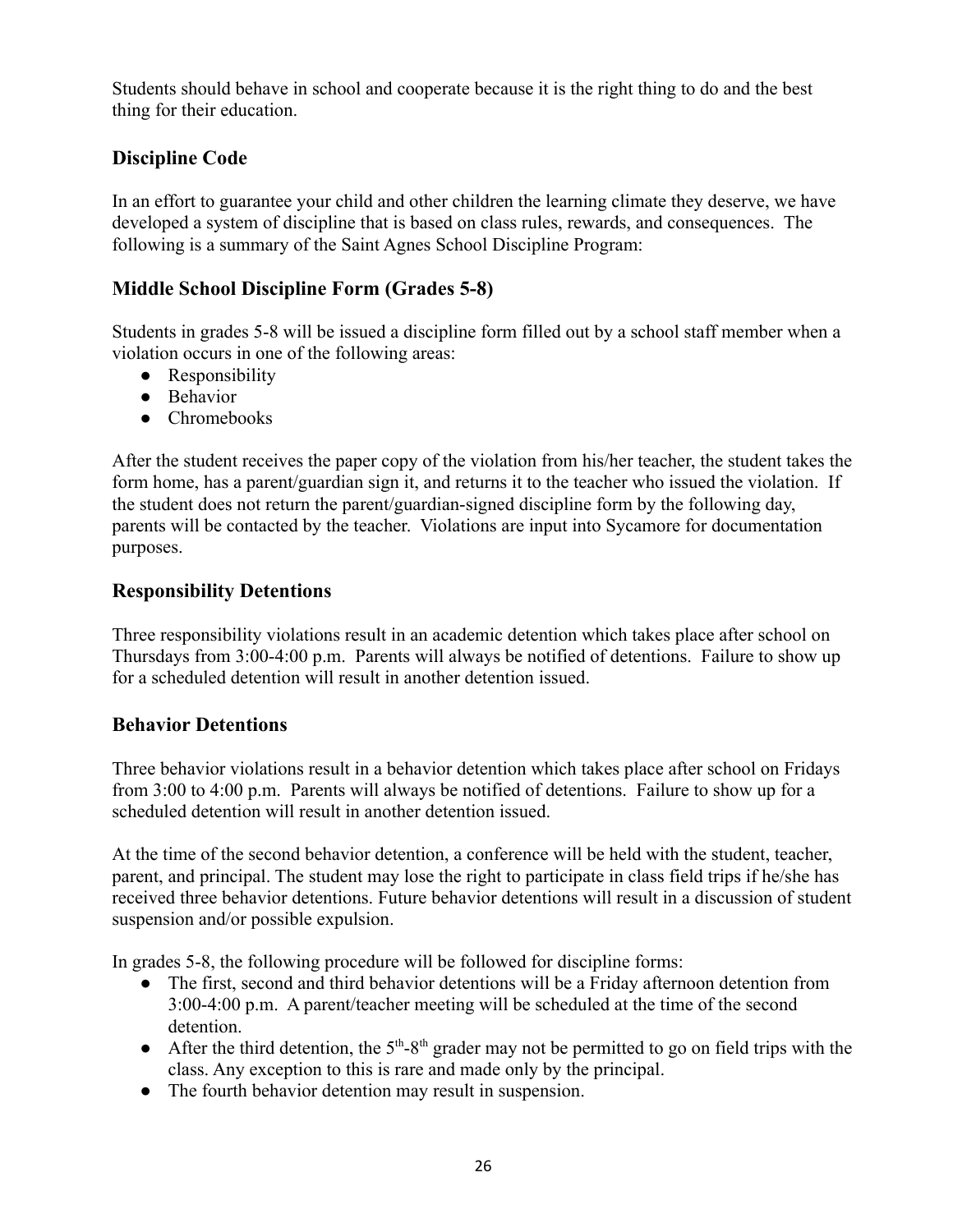Students should behave in school and cooperate because it is the right thing to do and the best thing for their education.

## Discipline Code

In an effort to guarantee your child and other children the learning climate they deserve, we have developed a system of discipline that is based on class rules, rewards, and consequences. The following is a summary of the Saint Agnes School Discipline Program:

## Middle School Discipline Form (Grades 5-8)

Students in grades 5-8 will be issued a discipline form filled out by a school staff member when a violation occurs in one of the following areas:

- Responsibility
- Behavior
- Chromebooks

After the student receives the paper copy of the violation from his/her teacher, the student takes the form home, has a parent/guardian sign it, and returns it to the teacher who issued the violation. If the student does not return the parent/guardian-signed discipline form by the following day, parents will be contacted by the teacher. Violations are input into Sycamore for documentation purposes.

## Responsibility Detentions

Three responsibility violations result in an academic detention which takes place after school on Thursdays from 3:00-4:00 p.m. Parents will always be notified of detentions. Failure to show up for a scheduled detention will result in another detention issued.

## Behavior Detentions

Three behavior violations result in a behavior detention which takes place after school on Fridays from 3:00 to 4:00 p.m. Parents will always be notified of detentions. Failure to show up for a scheduled detention will result in another detention issued.

At the time of the second behavior detention, a conference will be held with the student, teacher, parent, and principal. The student may lose the right to participate in class field trips if he/she has received three behavior detentions. Future behavior detentions will result in a discussion of student suspension and/or possible expulsion.

In grades 5-8, the following procedure will be followed for discipline forms:

- The first, second and third behavior detentions will be a Friday afternoon detention from 3:00-4:00 p.m. A parent/teacher meeting will be scheduled at the time of the second detention.
- After the third detention, the 5th-8th grader may not be permitted to go on field trips with the class. Any exception to this is rare and made only by the principal.
- The fourth behavior detention may result in suspension.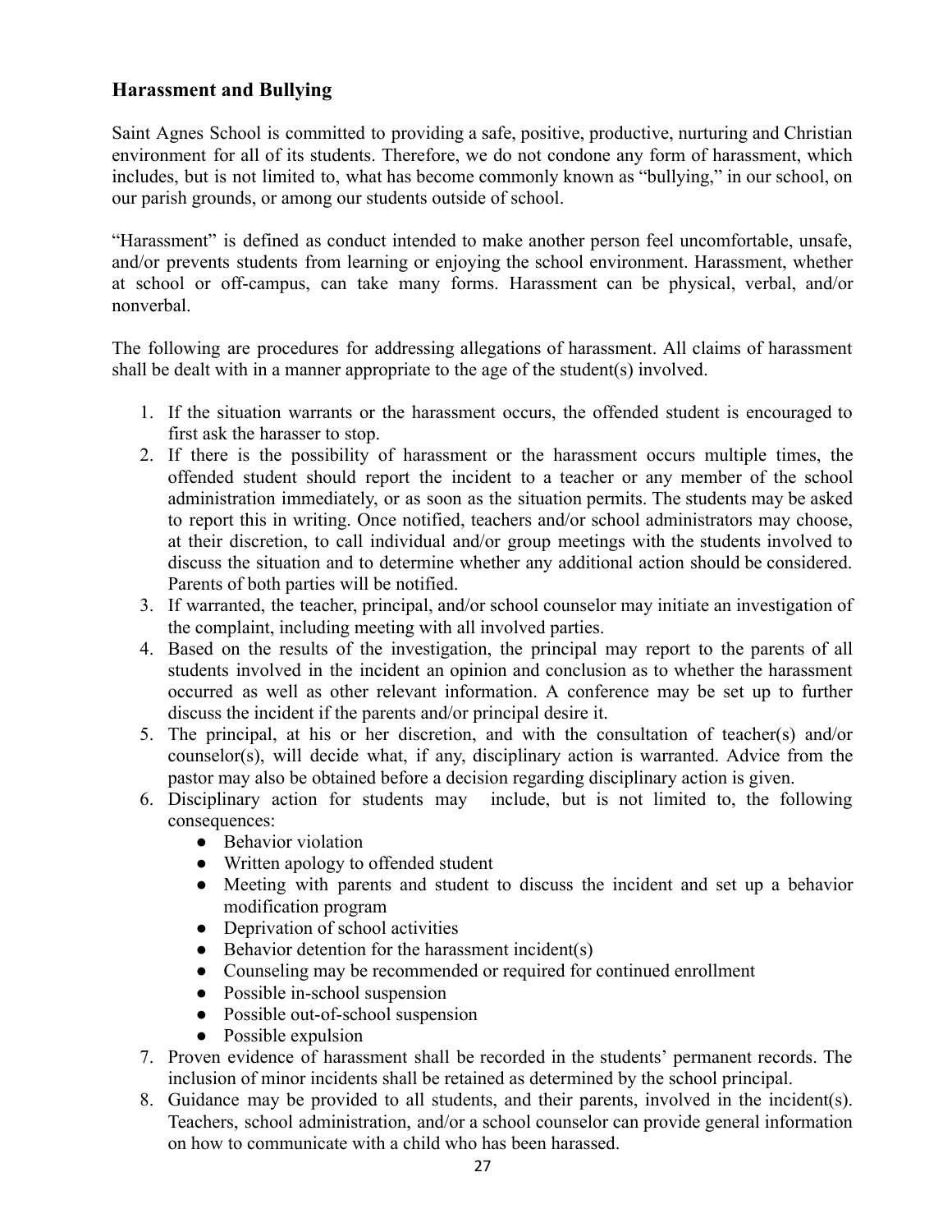## Harassment and Bullying

Saint Agnes School is committed to providing a safe, positive, productive, nurturing and Christian environment for all of its students. Therefore, we do not condone any form of harassment, which includes, but is not limited to, what has become commonly known as "bullying," in our school, on our parish grounds, or among our students outside of school.

"Harassment" is defined as conduct intended to make another person feel uncomfortable, unsafe, and/or prevents students from learning or enjoying the school environment. Harassment, whether at school or off-campus, can take many forms. Harassment can be physical, verbal, and/or nonverbal.

The following are procedures for addressing allegations of harassment. All claims of harassment shall be dealt with in a manner appropriate to the age of the student(s) involved.

1. If the situation warrants or the harassment occurs, the offended student is encouraged to first ask the harasser to stop.
2. If there is the possibility of harassment or the harassment occurs multiple times, the offended student should report the incident to a teacher or any member of the school administration immediately, or as soon as the situation permits. The students may be asked to report this in writing. Once notified, teachers and/or school administrators may choose, at their discretion, to call individual and/or group meetings with the students involved to discuss the situation and to determine whether any additional action should be considered. Parents of both parties will be notified.
3. If warranted, the teacher, principal, and/or school counselor may initiate an investigation of the complaint, including meeting with all involved parties.
4. Based on the results of the investigation, the principal may report to the parents of all students involved in the incident an opinion and conclusion as to whether the harassment occurred as well as other relevant information. A conference may be set up to further discuss the incident if the parents and/or principal desire it.
5. The principal, at his or her discretion, and with the consultation of teacher(s) and/or counselor(s), will decide what, if any, disciplinary action is warranted. Advice from the pastor may also be obtained before a decision regarding disciplinary action is given.
6. Disciplinary action for students may include, but is not limited to, the following consequences:
   - Behavior violation
   - Written apology to offended student
   - Meeting with parents and student to discuss the incident and set up a behavior modification program
   - Deprivation of school activities
   - Behavior detention for the harassment incident(s)
   - Counseling may be recommended or required for continued enrollment
   - Possible in-school suspension
   - Possible out-of-school suspension
   - Possible expulsion
7. Proven evidence of harassment shall be recorded in the students' permanent records. The inclusion of minor incidents shall be retained as determined by the school principal.
8. Guidance may be provided to all students, and their parents, involved in the incident(s). Teachers, school administration, and/or a school counselor can provide general information on how to communicate with a child who has been harassed.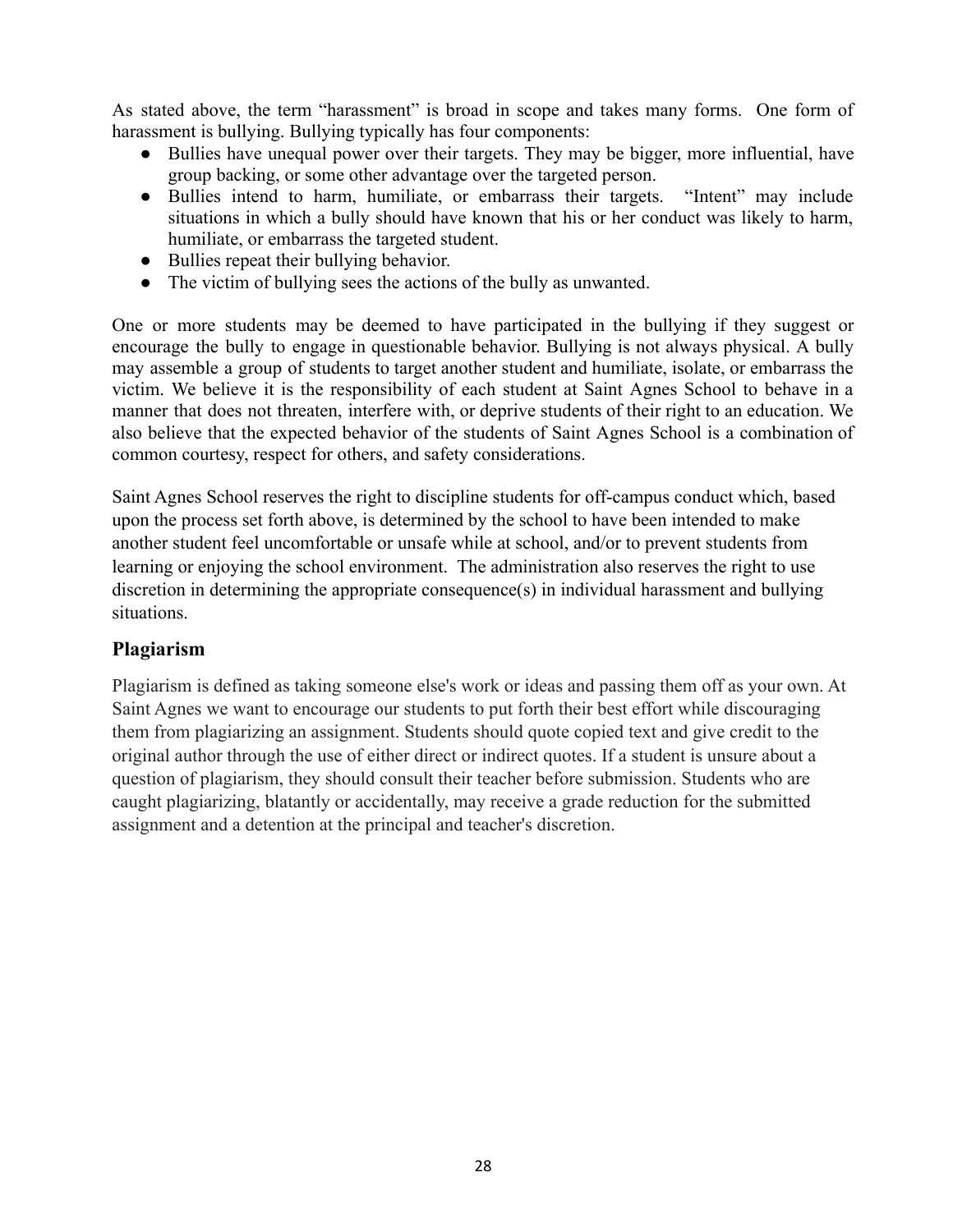As stated above, the term "harassment" is broad in scope and takes many forms. One form of harassment is bullying. Bullying typically has four components:

- Bullies have unequal power over their targets. They may be bigger, more influential, have group backing, or some other advantage over the targeted person.
- Bullies intend to harm, humiliate, or embarrass their targets. "Intent" may include situations in which a bully should have known that his or her conduct was likely to harm, humiliate, or embarrass the targeted student.
- Bullies repeat their bullying behavior.
- The victim of bullying sees the actions of the bully as unwanted.

One or more students may be deemed to have participated in the bullying if they suggest or encourage the bully to engage in questionable behavior. Bullying is not always physical. A bully may assemble a group of students to target another student and humiliate, isolate, or embarrass the victim. We believe it is the responsibility of each student at Saint Agnes School to behave in a manner that does not threaten, interfere with, or deprive students of their right to an education. We also believe that the expected behavior of the students of Saint Agnes School is a combination of common courtesy, respect for others, and safety considerations.

Saint Agnes School reserves the right to discipline students for off-campus conduct which, based upon the process set forth above, is determined by the school to have been intended to make another student feel uncomfortable or unsafe while at school, and/or to prevent students from learning or enjoying the school environment. The administration also reserves the right to use discretion in determining the appropriate consequence(s) in individual harassment and bullying situations.

## Plagiarism

Plagiarism is defined as taking someone else's work or ideas and passing them off as your own. At Saint Agnes we want to encourage our students to put forth their best effort while discouraging them from plagiarizing an assignment. Students should quote copied text and give credit to the original author through the use of either direct or indirect quotes. If a student is unsure about a question of plagiarism, they should consult their teacher before submission. Students who are caught plagiarizing, blatantly or accidentally, may receive a grade reduction for the submitted assignment and a detention at the principal and teacher's discretion.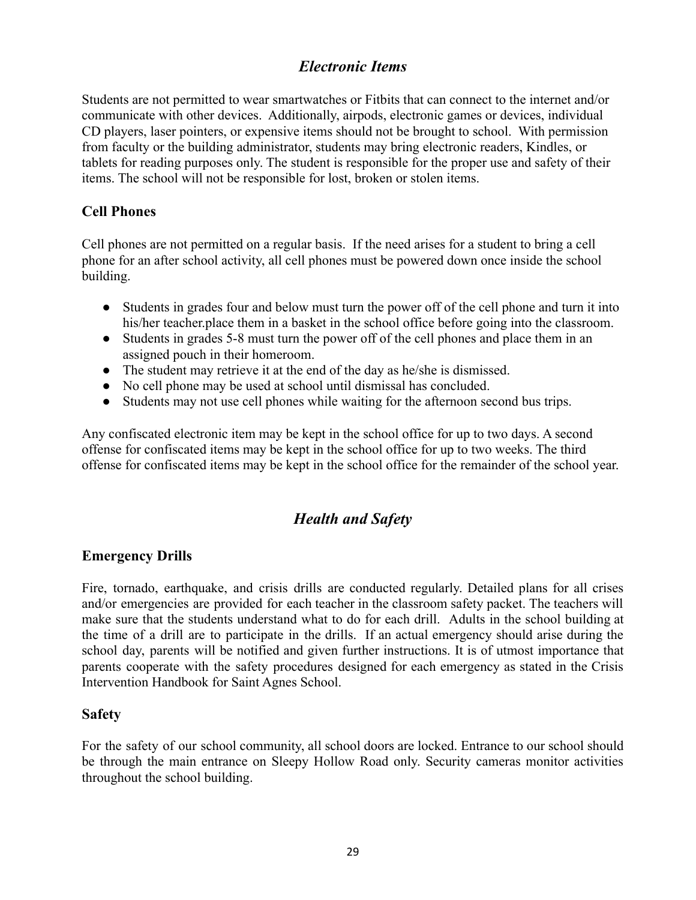## *Electronic Items*

Students are not permitted to wear smartwatches or Fitbits that can connect to the internet and/or communicate with other devices. Additionally, airpods, electronic games or devices, individual CD players, laser pointers, or expensive items should not be brought to school. With permission from faculty or the building administrator, students may bring electronic readers, Kindles, or tablets for reading purposes only. The student is responsible for the proper use and safety of their items. The school will not be responsible for lost, broken or stolen items.

### Cell Phones

Cell phones are not permitted on a regular basis. If the need arises for a student to bring a cell phone for an after school activity, all cell phones must be powered down once inside the school building.

- Students in grades four and below must turn the power off of the cell phone and turn it into his/her teacher.place them in a basket in the school office before going into the classroom.
- Students in grades 5-8 must turn the power off of the cell phones and place them in an assigned pouch in their homeroom.
- The student may retrieve it at the end of the day as he/she is dismissed.
- No cell phone may be used at school until dismissal has concluded.
- Students may not use cell phones while waiting for the afternoon second bus trips.

Any confiscated electronic item may be kept in the school office for up to two days. A second offense for confiscated items may be kept in the school office for up to two weeks. The third offense for confiscated items may be kept in the school office for the remainder of the school year.

## *Health and Safety*

### Emergency Drills

Fire, tornado, earthquake, and crisis drills are conducted regularly. Detailed plans for all crises and/or emergencies are provided for each teacher in the classroom safety packet. The teachers will make sure that the students understand what to do for each drill. Adults in the school building at the time of a drill are to participate in the drills. If an actual emergency should arise during the school day, parents will be notified and given further instructions. It is of utmost importance that parents cooperate with the safety procedures designed for each emergency as stated in the Crisis Intervention Handbook for Saint Agnes School.

### Safety

For the safety of our school community, all school doors are locked. Entrance to our school should be through the main entrance on Sleepy Hollow Road only. Security cameras monitor activities throughout the school building.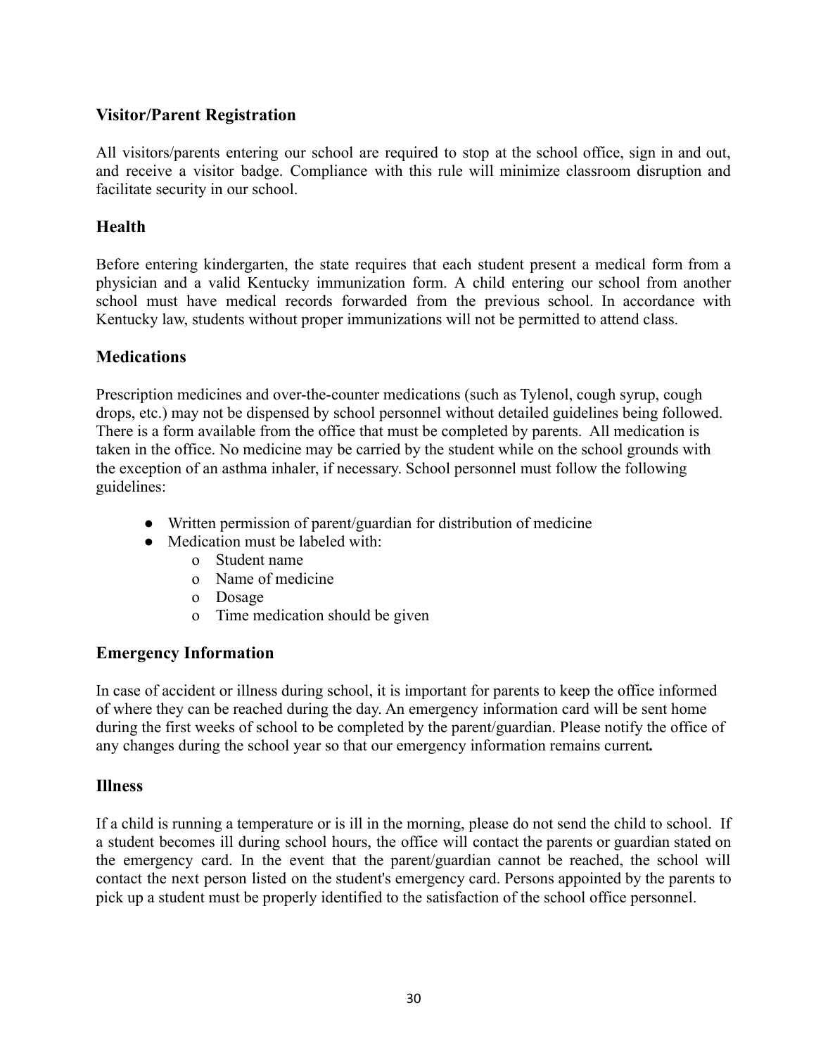## Visitor/Parent Registration

All visitors/parents entering our school are required to stop at the school office, sign in and out, and receive a visitor badge. Compliance with this rule will minimize classroom disruption and facilitate security in our school.

## Health

Before entering kindergarten, the state requires that each student present a medical form from a physician and a valid Kentucky immunization form. A child entering our school from another school must have medical records forwarded from the previous school. In accordance with Kentucky law, students without proper immunizations will not be permitted to attend class.

## Medications

Prescription medicines and over-the-counter medications (such as Tylenol, cough syrup, cough drops, etc.) may not be dispensed by school personnel without detailed guidelines being followed. There is a form available from the office that must be completed by parents. All medication is taken in the office. No medicine may be carried by the student while on the school grounds with the exception of an asthma inhaler, if necessary. School personnel must follow the following guidelines:

- Written permission of parent/guardian for distribution of medicine
- Medication must be labeled with:
  - Student name
  - Name of medicine
  - Dosage
  - Time medication should be given

## Emergency Information

In case of accident or illness during school, it is important for parents to keep the office informed of where they can be reached during the day. An emergency information card will be sent home during the first weeks of school to be completed by the parent/guardian. Please notify the office of any changes during the school year so that our emergency information remains current**.**

## Illness

If a child is running a temperature or is ill in the morning, please do not send the child to school. If a student becomes ill during school hours, the office will contact the parents or guardian stated on the emergency card. In the event that the parent/guardian cannot be reached, the school will contact the next person listed on the student's emergency card. Persons appointed by the parents to pick up a student must be properly identified to the satisfaction of the school office personnel.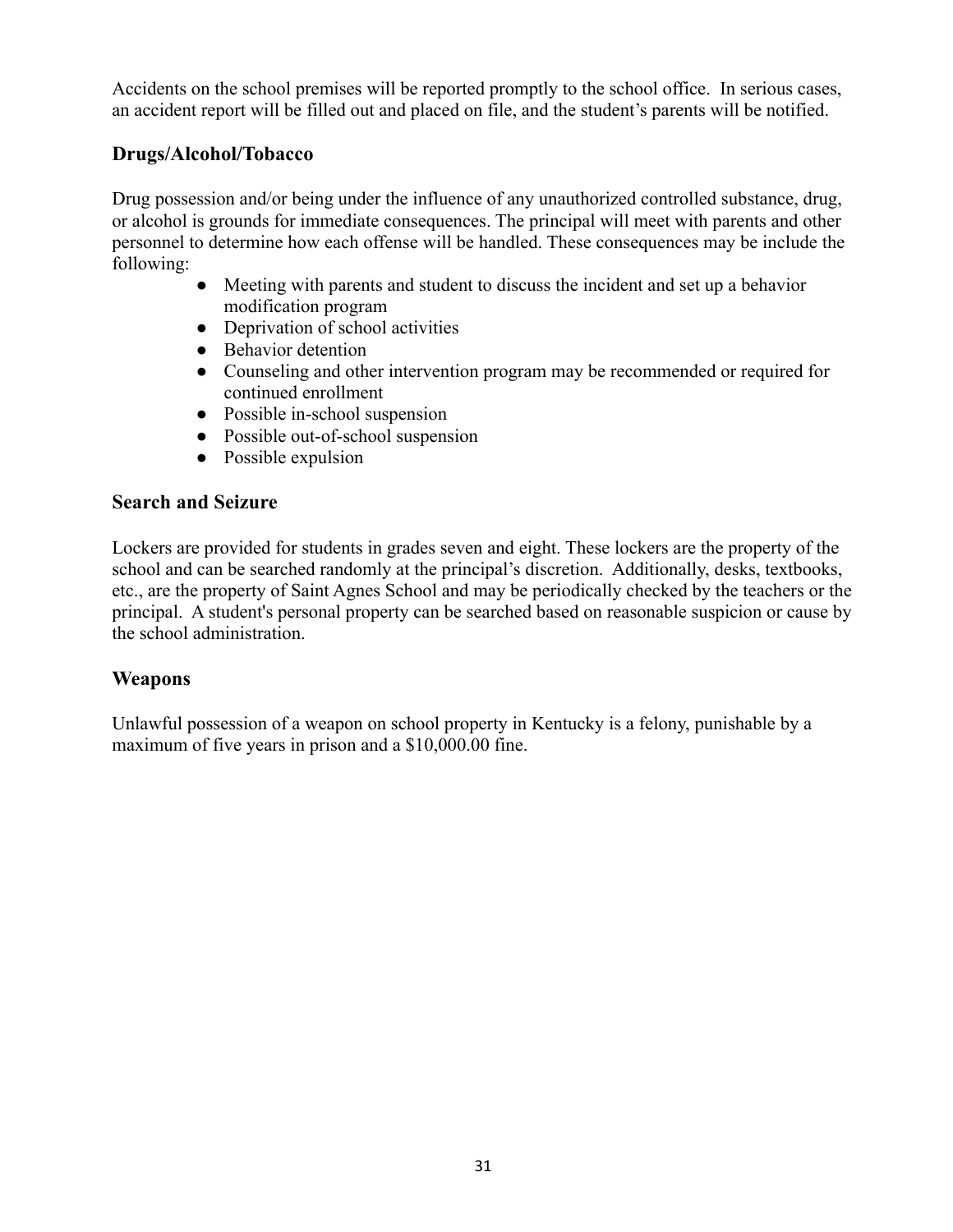Accidents on the school premises will be reported promptly to the school office. In serious cases, an accident report will be filled out and placed on file, and the student's parents will be notified.

### Drugs/Alcohol/Tobacco

Drug possession and/or being under the influence of any unauthorized controlled substance, drug, or alcohol is grounds for immediate consequences. The principal will meet with parents and other personnel to determine how each offense will be handled. These consequences may be include the following:

- Meeting with parents and student to discuss the incident and set up a behavior modification program
- Deprivation of school activities
- Behavior detention
- Counseling and other intervention program may be recommended or required for continued enrollment
- Possible in-school suspension
- Possible out-of-school suspension
- Possible expulsion

### Search and Seizure

Lockers are provided for students in grades seven and eight. These lockers are the property of the school and can be searched randomly at the principal's discretion. Additionally, desks, textbooks, etc., are the property of Saint Agnes School and may be periodically checked by the teachers or the principal. A student's personal property can be searched based on reasonable suspicion or cause by the school administration.

### Weapons

Unlawful possession of a weapon on school property in Kentucky is a felony, punishable by a maximum of five years in prison and a $10,000.00 fine.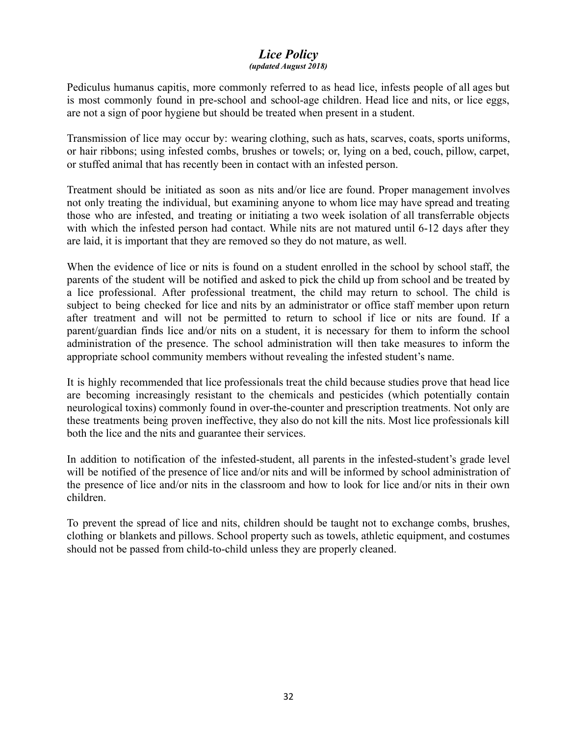# *Lice Policy*

***(updated August 2018)***

Pediculus humanus capitis, more commonly referred to as head lice, infests people of all ages but is most commonly found in pre-school and school-age children. Head lice and nits, or lice eggs, are not a sign of poor hygiene but should be treated when present in a student.

Transmission of lice may occur by: wearing clothing, such as hats, scarves, coats, sports uniforms, or hair ribbons; using infested combs, brushes or towels; or, lying on a bed, couch, pillow, carpet, or stuffed animal that has recently been in contact with an infested person.

Treatment should be initiated as soon as nits and/or lice are found. Proper management involves not only treating the individual, but examining anyone to whom lice may have spread and treating those who are infested, and treating or initiating a two week isolation of all transferrable objects with which the infested person had contact. While nits are not matured until 6-12 days after they are laid, it is important that they are removed so they do not mature, as well.

When the evidence of lice or nits is found on a student enrolled in the school by school staff, the parents of the student will be notified and asked to pick the child up from school and be treated by a lice professional. After professional treatment, the child may return to school. The child is subject to being checked for lice and nits by an administrator or office staff member upon return after treatment and will not be permitted to return to school if lice or nits are found. If a parent/guardian finds lice and/or nits on a student, it is necessary for them to inform the school administration of the presence. The school administration will then take measures to inform the appropriate school community members without revealing the infested student's name.

It is highly recommended that lice professionals treat the child because studies prove that head lice are becoming increasingly resistant to the chemicals and pesticides (which potentially contain neurological toxins) commonly found in over-the-counter and prescription treatments. Not only are these treatments being proven ineffective, they also do not kill the nits. Most lice professionals kill both the lice and the nits and guarantee their services.

In addition to notification of the infested-student, all parents in the infested-student's grade level will be notified of the presence of lice and/or nits and will be informed by school administration of the presence of lice and/or nits in the classroom and how to look for lice and/or nits in their own children.

To prevent the spread of lice and nits, children should be taught not to exchange combs, brushes, clothing or blankets and pillows. School property such as towels, athletic equipment, and costumes should not be passed from child-to-child unless they are properly cleaned.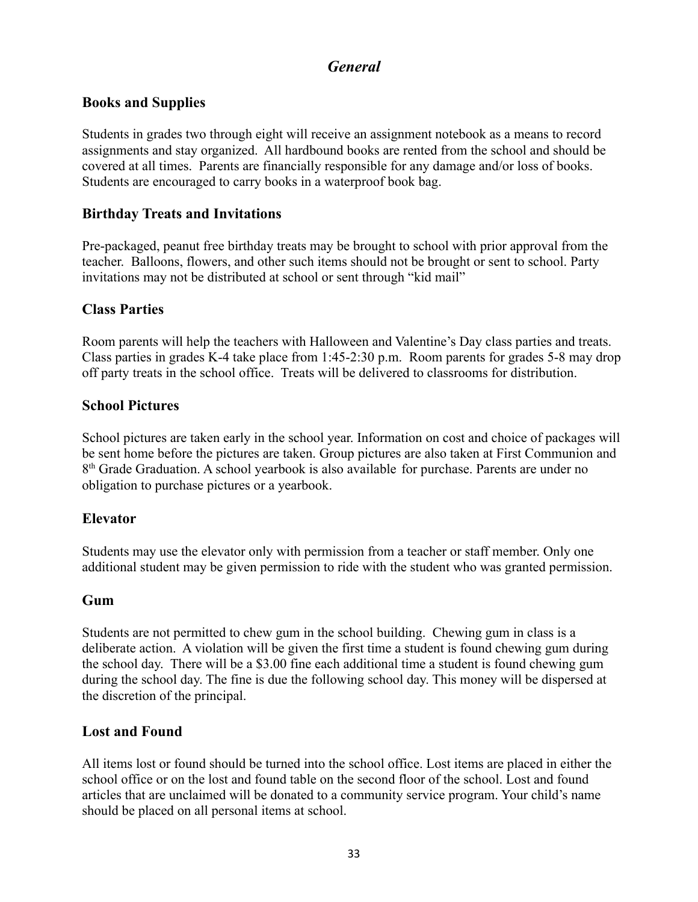## *General*

### Books and Supplies

Students in grades two through eight will receive an assignment notebook as a means to record assignments and stay organized. All hardbound books are rented from the school and should be covered at all times. Parents are financially responsible for any damage and/or loss of books. Students are encouraged to carry books in a waterproof book bag.

### Birthday Treats and Invitations

Pre-packaged, peanut free birthday treats may be brought to school with prior approval from the teacher. Balloons, flowers, and other such items should not be brought or sent to school. Party invitations may not be distributed at school or sent through "kid mail"

### Class Parties

Room parents will help the teachers with Halloween and Valentine's Day class parties and treats. Class parties in grades K-4 take place from 1:45-2:30 p.m. Room parents for grades 5-8 may drop off party treats in the school office. Treats will be delivered to classrooms for distribution.

### School Pictures

School pictures are taken early in the school year. Information on cost and choice of packages will be sent home before the pictures are taken. Group pictures are also taken at First Communion and 8th Grade Graduation. A school yearbook is also available for purchase. Parents are under no obligation to purchase pictures or a yearbook.

### Elevator

Students may use the elevator only with permission from a teacher or staff member. Only one additional student may be given permission to ride with the student who was granted permission.

### Gum

Students are not permitted to chew gum in the school building. Chewing gum in class is a deliberate action. A violation will be given the first time a student is found chewing gum during the school day. There will be a $3.00 fine each additional time a student is found chewing gum during the school day. The fine is due the following school day. This money will be dispersed at the discretion of the principal.

### Lost and Found

All items lost or found should be turned into the school office. Lost items are placed in either the school office or on the lost and found table on the second floor of the school. Lost and found articles that are unclaimed will be donated to a community service program. Your child's name should be placed on all personal items at school.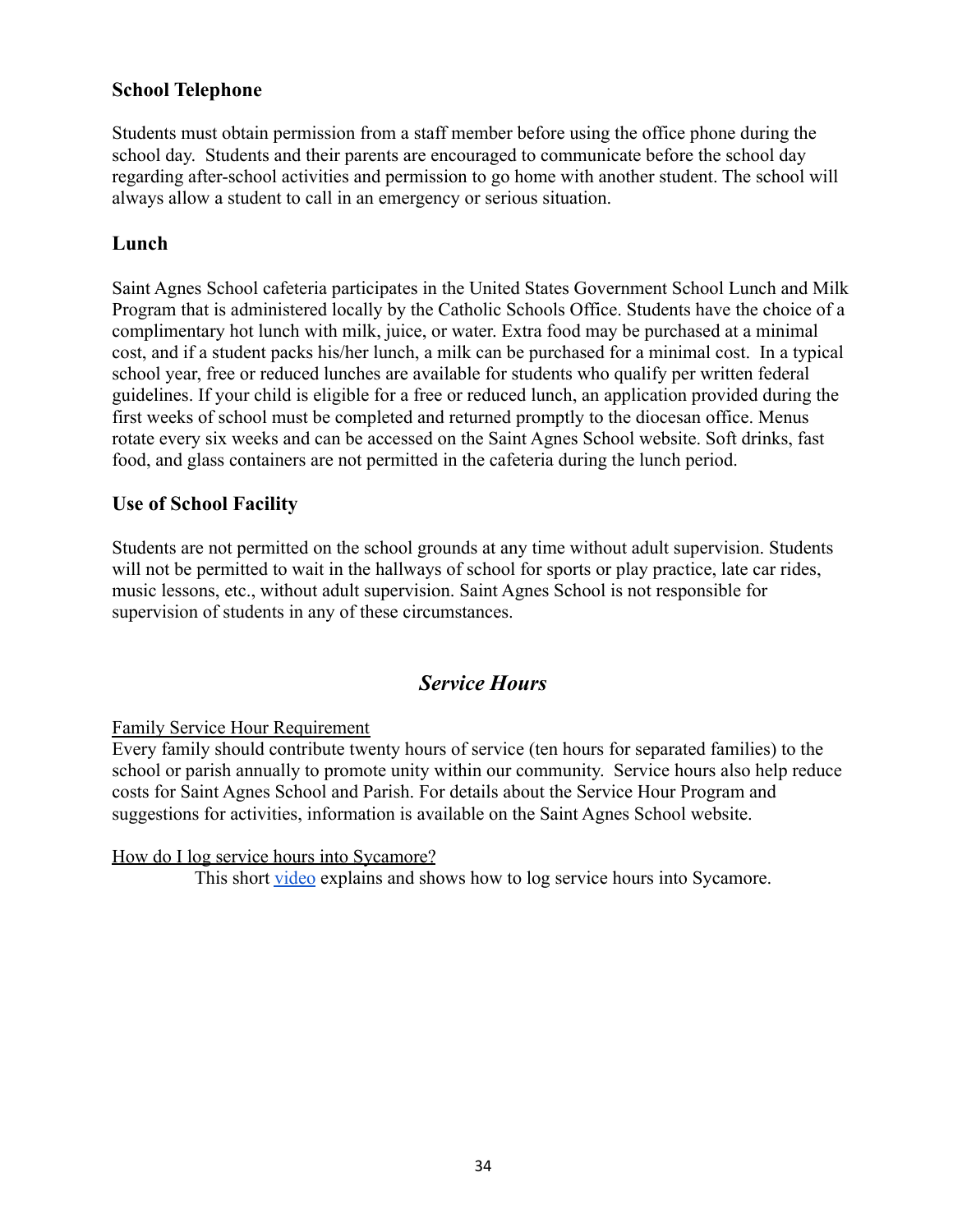### School Telephone

Students must obtain permission from a staff member before using the office phone during the school day. Students and their parents are encouraged to communicate before the school day regarding after-school activities and permission to go home with another student. The school will always allow a student to call in an emergency or serious situation.

### Lunch

Saint Agnes School cafeteria participates in the United States Government School Lunch and Milk Program that is administered locally by the Catholic Schools Office. Students have the choice of a complimentary hot lunch with milk, juice, or water. Extra food may be purchased at a minimal cost, and if a student packs his/her lunch, a milk can be purchased for a minimal cost. In a typical school year, free or reduced lunches are available for students who qualify per written federal guidelines. If your child is eligible for a free or reduced lunch, an application provided during the first weeks of school must be completed and returned promptly to the diocesan office. Menus rotate every six weeks and can be accessed on the Saint Agnes School website. Soft drinks, fast food, and glass containers are not permitted in the cafeteria during the lunch period.

### Use of School Facility

Students are not permitted on the school grounds at any time without adult supervision. Students will not be permitted to wait in the hallways of school for sports or play practice, late car rides, music lessons, etc., without adult supervision. Saint Agnes School is not responsible for supervision of students in any of these circumstances.

## *Service Hours*

<u>Family Service Hour Requirement</u>
Every family should contribute twenty hours of service (ten hours for separated families) to the school or parish annually to promote unity within our community. Service hours also help reduce costs for Saint Agnes School and Parish. For details about the Service Hour Program and suggestions for activities, information is available on the Saint Agnes School website.

<u>How do I log service hours into Sycamore?</u>

This short video explains and shows how to log service hours into Sycamore.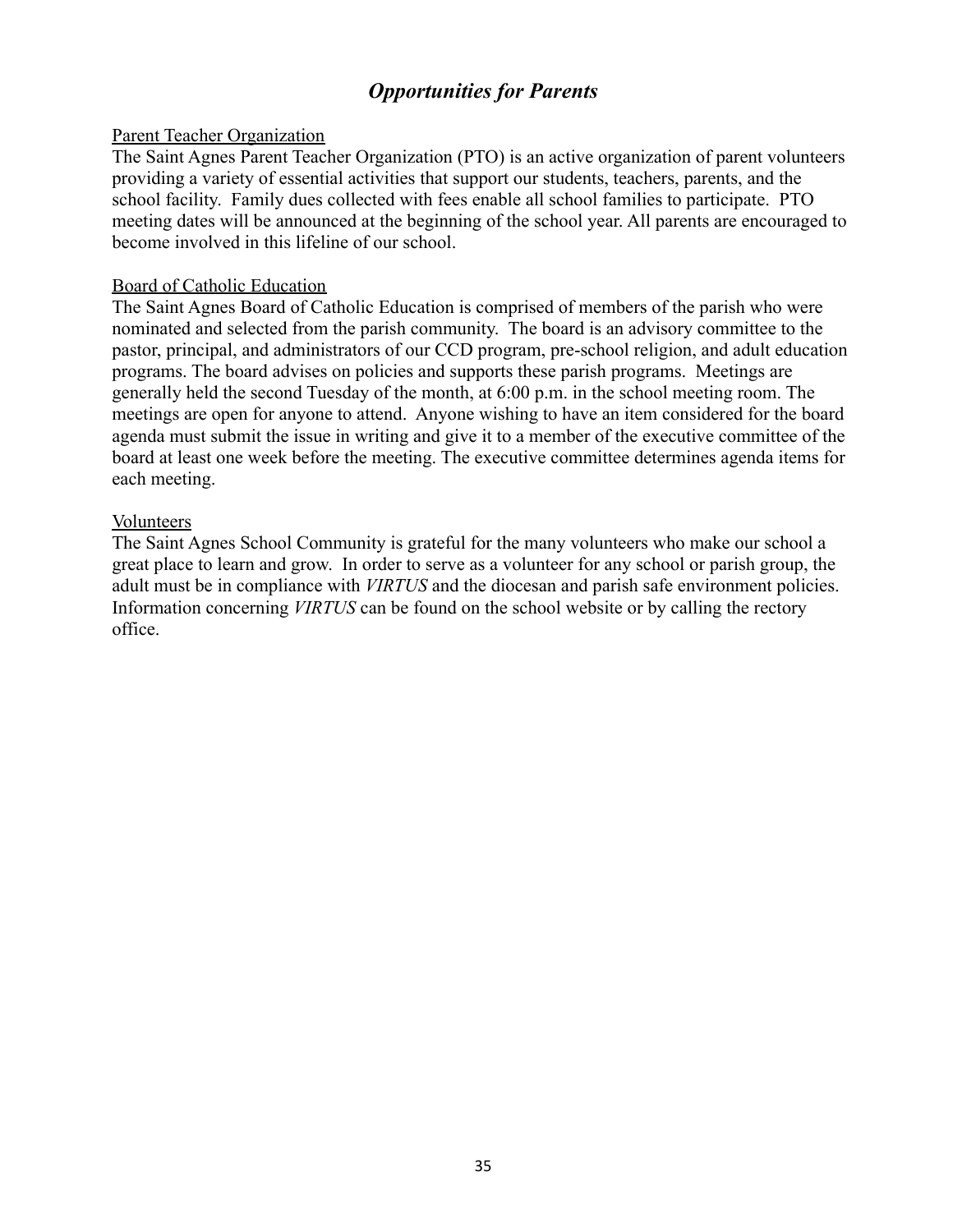## *Opportunities for Parents*

Parent Teacher Organization

The Saint Agnes Parent Teacher Organization (PTO) is an active organization of parent volunteers providing a variety of essential activities that support our students, teachers, parents, and the school facility. Family dues collected with fees enable all school families to participate. PTO meeting dates will be announced at the beginning of the school year. All parents are encouraged to become involved in this lifeline of our school.

Board of Catholic Education

The Saint Agnes Board of Catholic Education is comprised of members of the parish who were nominated and selected from the parish community. The board is an advisory committee to the pastor, principal, and administrators of our CCD program, pre-school religion, and adult education programs. The board advises on policies and supports these parish programs. Meetings are generally held the second Tuesday of the month, at 6:00 p.m. in the school meeting room. The meetings are open for anyone to attend. Anyone wishing to have an item considered for the board agenda must submit the issue in writing and give it to a member of the executive committee of the board at least one week before the meeting. The executive committee determines agenda items for each meeting.

Volunteers

The Saint Agnes School Community is grateful for the many volunteers who make our school a great place to learn and grow. In order to serve as a volunteer for any school or parish group, the adult must be in compliance with *VIRTUS* and the diocesan and parish safe environment policies. Information concerning *VIRTUS* can be found on the school website or by calling the rectory office.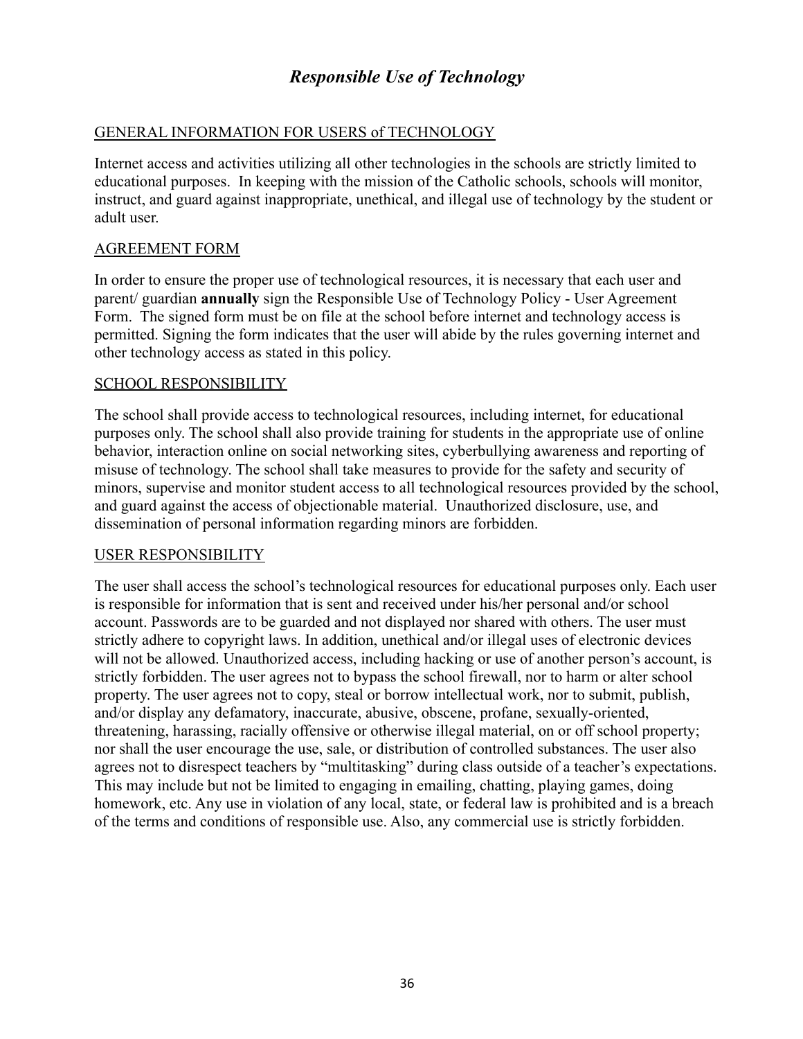# *Responsible Use of Technology*

## GENERAL INFORMATION FOR USERS of TECHNOLOGY

Internet access and activities utilizing all other technologies in the schools are strictly limited to educational purposes. In keeping with the mission of the Catholic schools, schools will monitor, instruct, and guard against inappropriate, unethical, and illegal use of technology by the student or adult user.

## AGREEMENT FORM

In order to ensure the proper use of technological resources, it is necessary that each user and parent/ guardian **annually** sign the Responsible Use of Technology Policy - User Agreement Form. The signed form must be on file at the school before internet and technology access is permitted. Signing the form indicates that the user will abide by the rules governing internet and other technology access as stated in this policy.

## SCHOOL RESPONSIBILITY

The school shall provide access to technological resources, including internet, for educational purposes only. The school shall also provide training for students in the appropriate use of online behavior, interaction online on social networking sites, cyberbullying awareness and reporting of misuse of technology. The school shall take measures to provide for the safety and security of minors, supervise and monitor student access to all technological resources provided by the school, and guard against the access of objectionable material. Unauthorized disclosure, use, and dissemination of personal information regarding minors are forbidden.

## USER RESPONSIBILITY

The user shall access the school's technological resources for educational purposes only. Each user is responsible for information that is sent and received under his/her personal and/or school account. Passwords are to be guarded and not displayed nor shared with others. The user must strictly adhere to copyright laws. In addition, unethical and/or illegal uses of electronic devices will not be allowed. Unauthorized access, including hacking or use of another person's account, is strictly forbidden. The user agrees not to bypass the school firewall, nor to harm or alter school property. The user agrees not to copy, steal or borrow intellectual work, nor to submit, publish, and/or display any defamatory, inaccurate, abusive, obscene, profane, sexually-oriented, threatening, harassing, racially offensive or otherwise illegal material, on or off school property; nor shall the user encourage the use, sale, or distribution of controlled substances. The user also agrees not to disrespect teachers by "multitasking" during class outside of a teacher's expectations. This may include but not be limited to engaging in emailing, chatting, playing games, doing homework, etc. Any use in violation of any local, state, or federal law is prohibited and is a breach of the terms and conditions of responsible use. Also, any commercial use is strictly forbidden.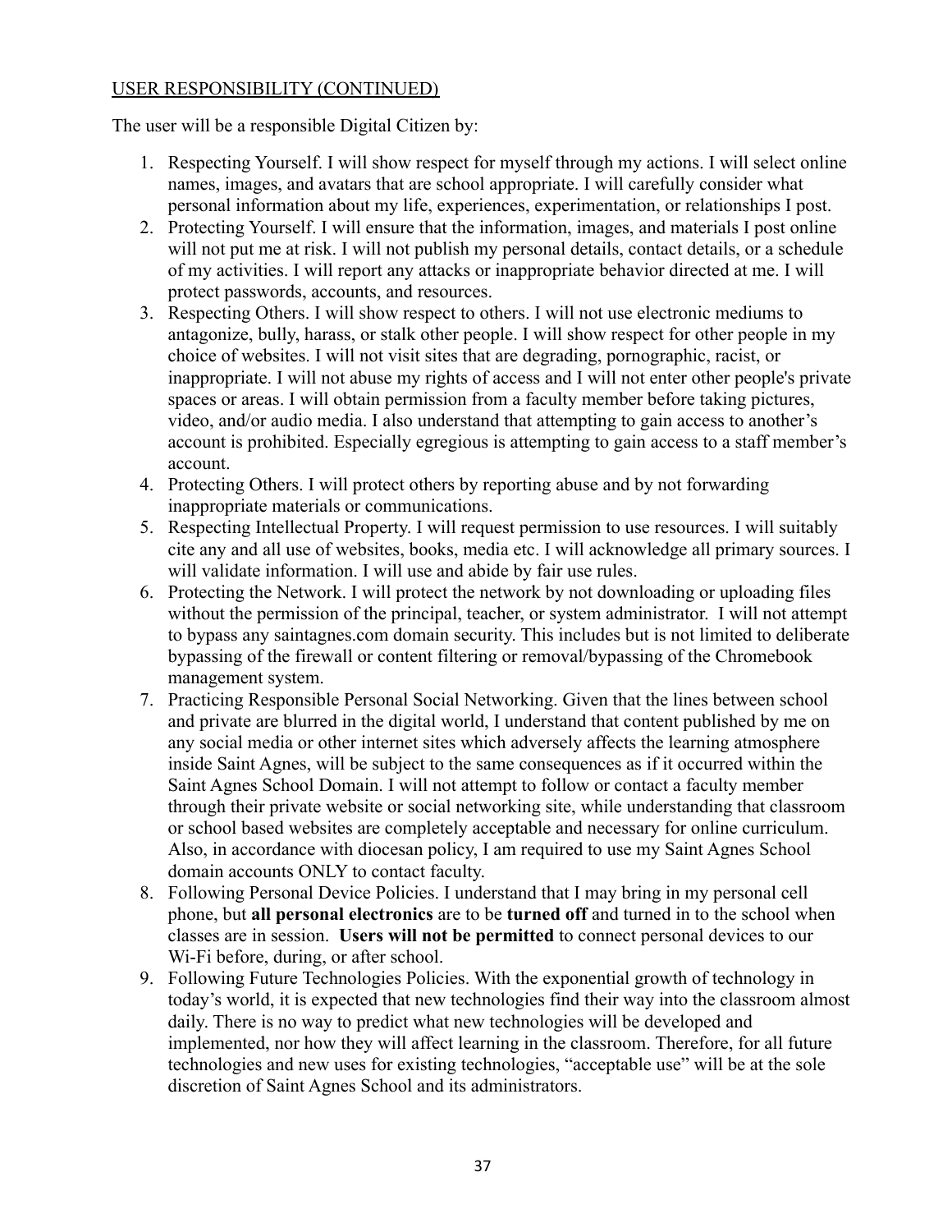USER RESPONSIBILITY (CONTINUED)

The user will be a responsible Digital Citizen by:

1. Respecting Yourself. I will show respect for myself through my actions. I will select online names, images, and avatars that are school appropriate. I will carefully consider what personal information about my life, experiences, experimentation, or relationships I post.
2. Protecting Yourself. I will ensure that the information, images, and materials I post online will not put me at risk. I will not publish my personal details, contact details, or a schedule of my activities. I will report any attacks or inappropriate behavior directed at me. I will protect passwords, accounts, and resources.
3. Respecting Others. I will show respect to others. I will not use electronic mediums to antagonize, bully, harass, or stalk other people. I will show respect for other people in my choice of websites. I will not visit sites that are degrading, pornographic, racist, or inappropriate. I will not abuse my rights of access and I will not enter other people's private spaces or areas. I will obtain permission from a faculty member before taking pictures, video, and/or audio media. I also understand that attempting to gain access to another's account is prohibited. Especially egregious is attempting to gain access to a staff member's account.
4. Protecting Others. I will protect others by reporting abuse and by not forwarding inappropriate materials or communications.
5. Respecting Intellectual Property. I will request permission to use resources. I will suitably cite any and all use of websites, books, media etc. I will acknowledge all primary sources. I will validate information. I will use and abide by fair use rules.
6. Protecting the Network. I will protect the network by not downloading or uploading files without the permission of the principal, teacher, or system administrator. I will not attempt to bypass any saintagnes.com domain security. This includes but is not limited to deliberate bypassing of the firewall or content filtering or removal/bypassing of the Chromebook management system.
7. Practicing Responsible Personal Social Networking. Given that the lines between school and private are blurred in the digital world, I understand that content published by me on any social media or other internet sites which adversely affects the learning atmosphere inside Saint Agnes, will be subject to the same consequences as if it occurred within the Saint Agnes School Domain. I will not attempt to follow or contact a faculty member through their private website or social networking site, while understanding that classroom or school based websites are completely acceptable and necessary for online curriculum. Also, in accordance with diocesan policy, I am required to use my Saint Agnes School domain accounts ONLY to contact faculty.
8. Following Personal Device Policies. I understand that I may bring in my personal cell phone, but **all personal electronics** are to be **turned off** and turned in to the school when classes are in session. **Users will not be permitted** to connect personal devices to our Wi-Fi before, during, or after school.
9. Following Future Technologies Policies. With the exponential growth of technology in today's world, it is expected that new technologies find their way into the classroom almost daily. There is no way to predict what new technologies will be developed and implemented, nor how they will affect learning in the classroom. Therefore, for all future technologies and new uses for existing technologies, "acceptable use" will be at the sole discretion of Saint Agnes School and its administrators.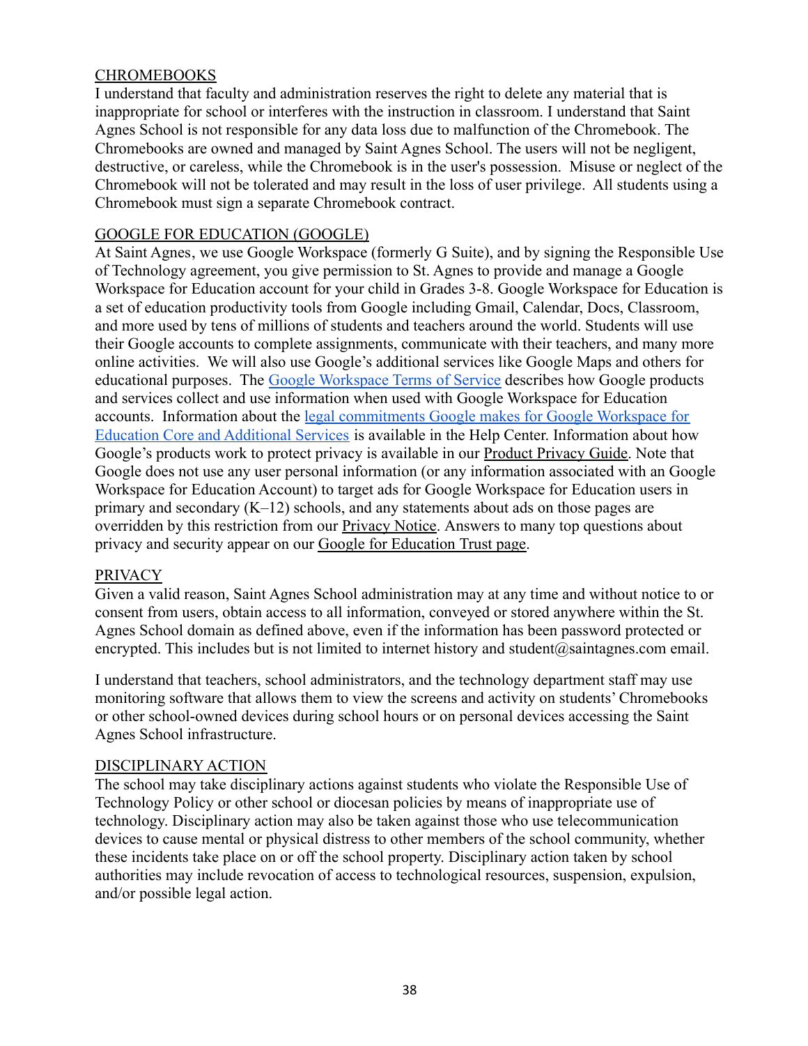## CHROMEBOOKS

I understand that faculty and administration reserves the right to delete any material that is inappropriate for school or interferes with the instruction in classroom. I understand that Saint Agnes School is not responsible for any data loss due to malfunction of the Chromebook. The Chromebooks are owned and managed by Saint Agnes School. The users will not be negligent, destructive, or careless, while the Chromebook is in the user's possession. Misuse or neglect of the Chromebook will not be tolerated and may result in the loss of user privilege. All students using a Chromebook must sign a separate Chromebook contract.

## GOOGLE FOR EDUCATION (GOOGLE)

At Saint Agnes, we use Google Workspace (formerly G Suite), and by signing the Responsible Use of Technology agreement, you give permission to St. Agnes to provide and manage a Google Workspace for Education account for your child in Grades 3-8. Google Workspace for Education is a set of education productivity tools from Google including Gmail, Calendar, Docs, Classroom, and more used by tens of millions of students and teachers around the world. Students will use their Google accounts to complete assignments, communicate with their teachers, and many more online activities. We will also use Google's additional services like Google Maps and others for educational purposes. The Google Workspace Terms of Service describes how Google products and services collect and use information when used with Google Workspace for Education accounts. Information about the legal commitments Google makes for Google Workspace for Education Core and Additional Services is available in the Help Center. Information about how Google's products work to protect privacy is available in our Product Privacy Guide. Note that Google does not use any user personal information (or any information associated with an Google Workspace for Education Account) to target ads for Google Workspace for Education users in primary and secondary (K–12) schools, and any statements about ads on those pages are overridden by this restriction from our Privacy Notice. Answers to many top questions about privacy and security appear on our Google for Education Trust page.

## PRIVACY

Given a valid reason, Saint Agnes School administration may at any time and without notice to or consent from users, obtain access to all information, conveyed or stored anywhere within the St. Agnes School domain as defined above, even if the information has been password protected or encrypted. This includes but is not limited to internet history and student@saintagnes.com email.

I understand that teachers, school administrators, and the technology department staff may use monitoring software that allows them to view the screens and activity on students' Chromebooks or other school-owned devices during school hours or on personal devices accessing the Saint Agnes School infrastructure.

## DISCIPLINARY ACTION

The school may take disciplinary actions against students who violate the Responsible Use of Technology Policy or other school or diocesan policies by means of inappropriate use of technology. Disciplinary action may also be taken against those who use telecommunication devices to cause mental or physical distress to other members of the school community, whether these incidents take place on or off the school property. Disciplinary action taken by school authorities may include revocation of access to technological resources, suspension, expulsion, and/or possible legal action.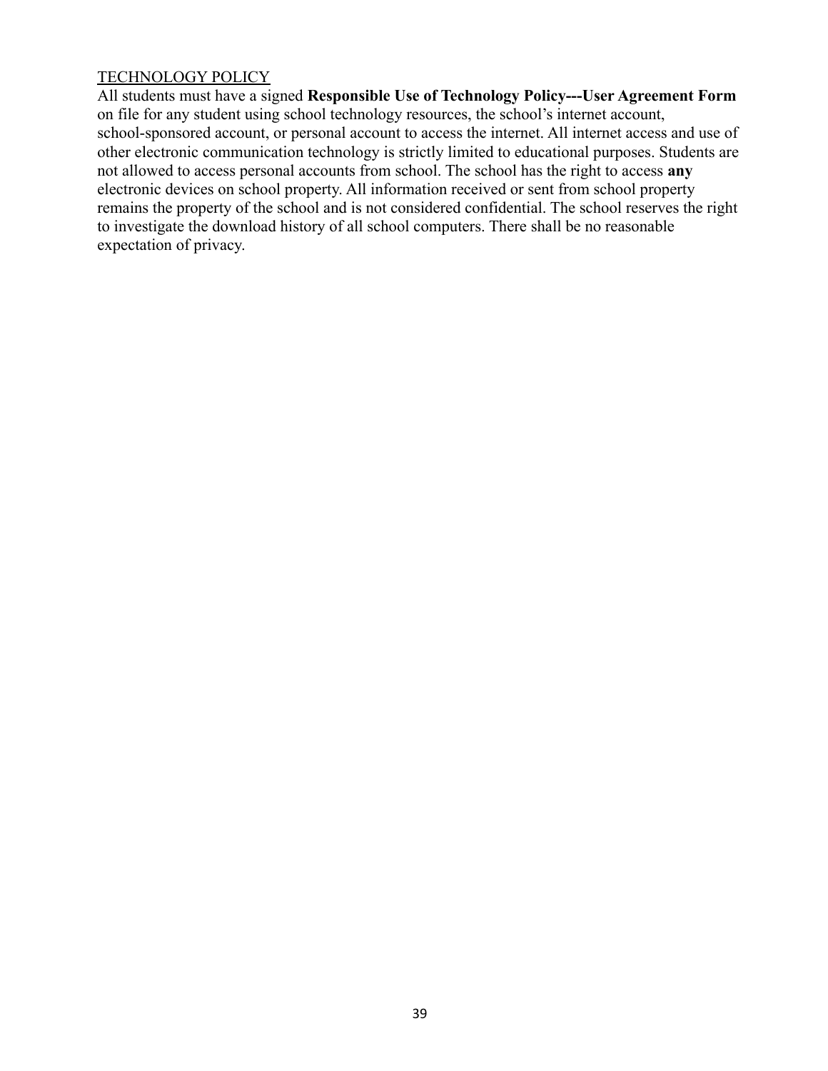## TECHNOLOGY POLICY

All students must have a signed **Responsible Use of Technology Policy---User Agreement Form** on file for any student using school technology resources, the school's internet account, school-sponsored account, or personal account to access the internet. All internet access and use of other electronic communication technology is strictly limited to educational purposes. Students are not allowed to access personal accounts from school. The school has the right to access **any** electronic devices on school property. All information received or sent from school property remains the property of the school and is not considered confidential. The school reserves the right to investigate the download history of all school computers. There shall be no reasonable expectation of privacy.